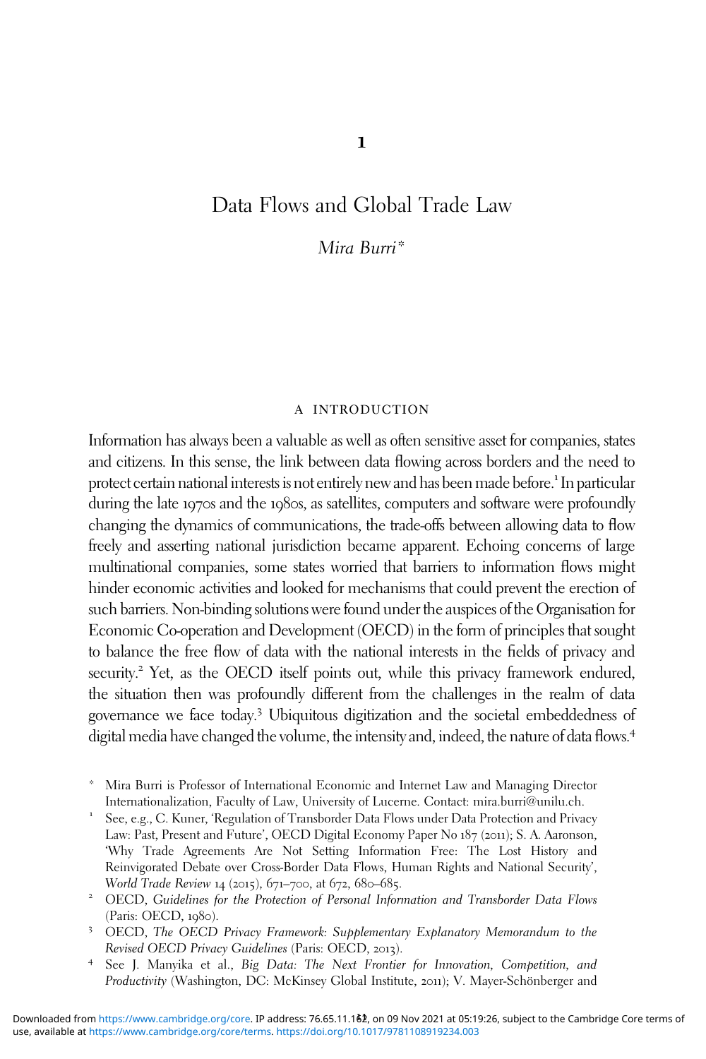# 1

# Data Flows and Global Trade Law

*Mira Burri*\*

## A INTRODUCTION

Information has always been a valuable as well as often sensitive asset for companies, states and citizens. In this sense, the link between data flowing across borders and the need to protect certain national interests is not entirely new and has been made before.[1] In particular during the late 1970s and the 1980s, as satellites, computers and software were profoundly changing the dynamics of communications, the trade-offs between allowing data to flow freely and asserting national jurisdiction became apparent. Echoing concerns of large multinational companies, some states worried that barriers to information flows might hinder economic activities and looked for mechanisms that could prevent the erection of such barriers. Non-binding solutions were found under the auspices of the Organisation for Economic Co-operation and Development (OECD) in the form of principles that sought to balance the free flow of data with the national interests in the fields of privacy and security.[2] Yet, as the OECD itself points out, while this privacy framework endured, the situation then was profoundly different from the challenges in the realm of data governance we face today.[3] Ubiquitous digitization and the societal embeddedness of digital media have changed the volume, the intensity and, indeed, the nature of data flows.[4]

\* Mira Burri is Professor of International Economic and Internet Law and Managing Director Internationalization, Faculty of Law, University of Lucerne. Contact: mira.burri@unilu.ch.

[1] See, e.g., C. Kuner, 'Regulation of Transborder Data Flows under Data Protection and Privacy Law: Past, Present and Future', OECD Digital Economy Paper No 187 (2011); S. A. Aaronson, 'Why Trade Agreements Are Not Setting Information Free: The Lost History and Reinvigorated Debate over Cross-Border Data Flows, Human Rights and National Security', *World Trade Review* 14 (2015), 671–700, at 672, 680–685.

[2] OECD, *Guidelines for the Protection of Personal Information and Transborder Data Flows* (Paris: OECD, 1980).

[3] OECD, *The OECD Privacy Framework: Supplementary Explanatory Memorandum to the Revised OECD Privacy Guidelines* (Paris: OECD, 2013).

[4] See J. Manyika et al., *Big Data: The Next Frontier for Innovation, Competition, and Productivity* (Washington, DC: McKinsey Global Institute, 2011); V. Mayer-Schönberger and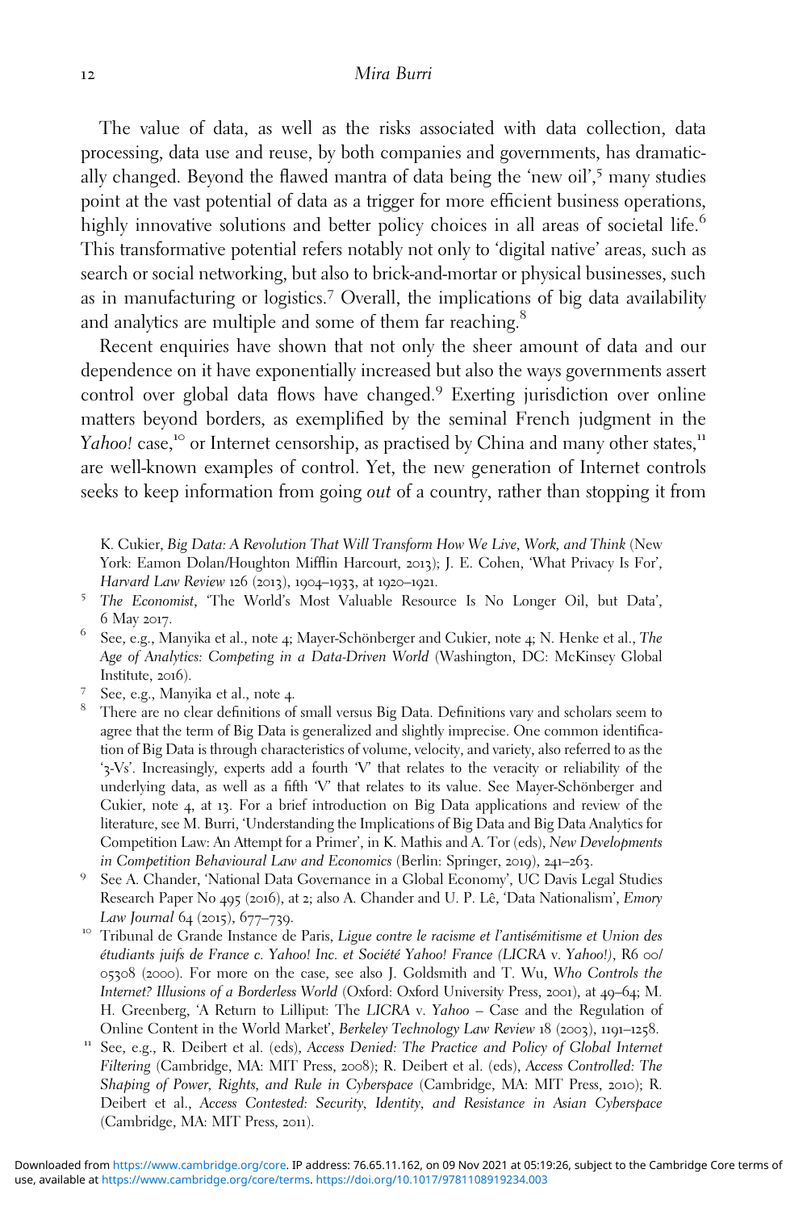The value of data, as well as the risks associated with data collection, data processing, data use and reuse, by both companies and governments, has dramatically changed. Beyond the flawed mantra of data being the 'new oil',[5] many studies point at the vast potential of data as a trigger for more efficient business operations, highly innovative solutions and better policy choices in all areas of societal life.[6] This transformative potential refers notably not only to 'digital native' areas, such as search or social networking, but also to brick-and-mortar or physical businesses, such as in manufacturing or logistics.[7] Overall, the implications of big data availability and analytics are multiple and some of them far reaching.[8]

Recent enquiries have shown that not only the sheer amount of data and our dependence on it have exponentially increased but also the ways governments assert control over global data flows have changed.[9] Exerting jurisdiction over online matters beyond borders, as exemplified by the seminal French judgment in the *Yahoo!* case,[10] or Internet censorship, as practised by China and many other states,[11] are well-known examples of control. Yet, the new generation of Internet controls seeks to keep information from going *out* of a country, rather than stopping it from

K. Cukier, *Big Data: A Revolution That Will Transform How We Live, Work, and Think* (New York: Eamon Dolan/Houghton Mifflin Harcourt, 2013); J. E. Cohen, 'What Privacy Is For', *Harvard Law Review* 126 (2013), 1904–1933, at 1920–1921.

[5] *The Economist*, 'The World's Most Valuable Resource Is No Longer Oil, but Data', 6 May 2017.

[6] See, e.g., Manyika et al., note 4; Mayer-Schönberger and Cukier, note 4; N. Henke et al., *The Age of Analytics: Competing in a Data-Driven World* (Washington, DC: McKinsey Global Institute, 2016).

[7] See, e.g., Manyika et al., note 4.

[8] There are no clear definitions of small versus Big Data. Definitions vary and scholars seem to agree that the term of Big Data is generalized and slightly imprecise. One common identification of Big Data is through characteristics of volume, velocity, and variety, also referred to as the '3-Vs'. Increasingly, experts add a fourth 'V' that relates to the veracity or reliability of the underlying data, as well as a fifth 'V' that relates to its value. See Mayer-Schönberger and Cukier, note 4, at 13. For a brief introduction on Big Data applications and review of the literature, see M. Burri, 'Understanding the Implications of Big Data and Big Data Analytics for Competition Law: An Attempt for a Primer', in K. Mathis and A. Tor (eds), *New Developments in Competition Behavioural Law and Economics* (Berlin: Springer, 2019), 241–263.

[9] See A. Chander, 'National Data Governance in a Global Economy', UC Davis Legal Studies Research Paper No 495 (2016), at 2; also A. Chander and U. P. Lê, 'Data Nationalism', *Emory Law Journal* 64 (2015), 677–739.

[10] Tribunal de Grande Instance de Paris, *Ligue contre le racisme et l'antisémitisme et Union des étudiants juifs de France c. Yahoo! Inc. et Société Yahoo! France (LICRA* v. *Yahoo!)*, R6 00/05308 (2000). For more on the case, see also J. Goldsmith and T. Wu, *Who Controls the Internet? Illusions of a Borderless World* (Oxford: Oxford University Press, 2001), at 49–64; M. H. Greenberg, 'A Return to Lilliput: The *LICRA* v. *Yahoo* – Case and the Regulation of Online Content in the World Market', *Berkeley Technology Law Review* 18 (2003), 1191–1258.

[11] See, e.g., R. Deibert et al. (eds), *Access Denied: The Practice and Policy of Global Internet Filtering* (Cambridge, MA: MIT Press, 2008); R. Deibert et al. (eds), *Access Controlled: The Shaping of Power, Rights, and Rule in Cyberspace* (Cambridge, MA: MIT Press, 2010); R. Deibert et al., *Access Contested: Security, Identity, and Resistance in Asian Cyberspace* (Cambridge, MA: MIT Press, 2011).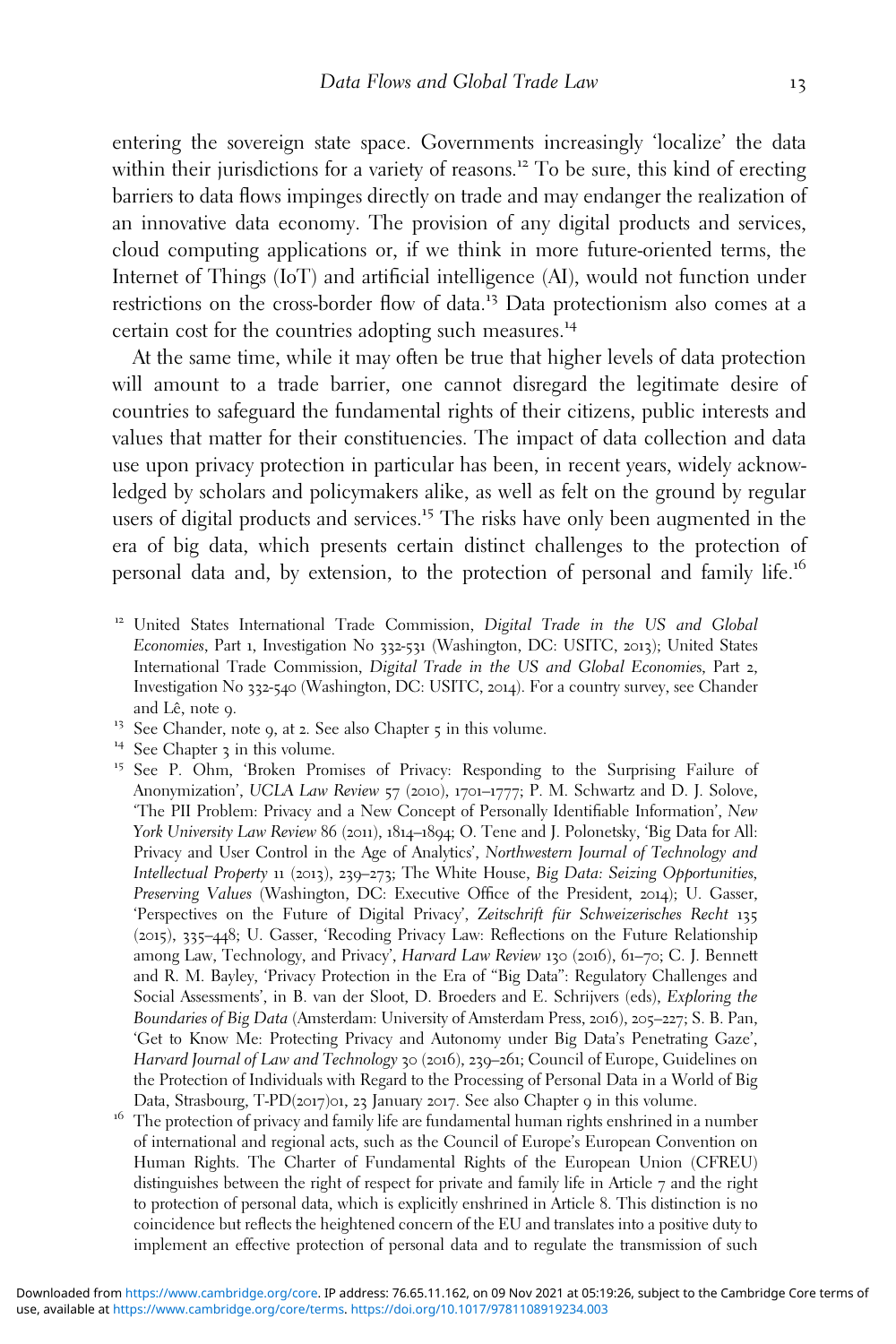entering the sovereign state space. Governments increasingly 'localize' the data within their jurisdictions for a variety of reasons.[12] To be sure, this kind of erecting barriers to data flows impinges directly on trade and may endanger the realization of an innovative data economy. The provision of any digital products and services, cloud computing applications or, if we think in more future-oriented terms, the Internet of Things (IoT) and artificial intelligence (AI), would not function under restrictions on the cross-border flow of data.[13] Data protectionism also comes at a certain cost for the countries adopting such measures.[14]

At the same time, while it may often be true that higher levels of data protection will amount to a trade barrier, one cannot disregard the legitimate desire of countries to safeguard the fundamental rights of their citizens, public interests and values that matter for their constituencies. The impact of data collection and data use upon privacy protection in particular has been, in recent years, widely acknowledged by scholars and policymakers alike, as well as felt on the ground by regular users of digital products and services.[15] The risks have only been augmented in the era of big data, which presents certain distinct challenges to the protection of personal data and, by extension, to the protection of personal and family life.[16]

[12] United States International Trade Commission, *Digital Trade in the US and Global Economies*, Part 1, Investigation No 332-531 (Washington, DC: USITC, 2013); United States International Trade Commission, *Digital Trade in the US and Global Economies*, Part 2, Investigation No 332-540 (Washington, DC: USITC, 2014). For a country survey, see Chander and Lê, note 9.

[13] See Chander, note 9, at 2. See also Chapter 5 in this volume.

[14] See Chapter 3 in this volume.

[15] See P. Ohm, 'Broken Promises of Privacy: Responding to the Surprising Failure of Anonymization', *UCLA Law Review* 57 (2010), 1701–1777; P. M. Schwartz and D. J. Solove, 'The PII Problem: Privacy and a New Concept of Personally Identifiable Information', *New York University Law Review* 86 (2011), 1814–1894; O. Tene and J. Polonetsky, 'Big Data for All: Privacy and User Control in the Age of Analytics', *Northwestern Journal of Technology and Intellectual Property* 11 (2013), 239–273; The White House, *Big Data: Seizing Opportunities, Preserving Values* (Washington, DC: Executive Office of the President, 2014); U. Gasser, 'Perspectives on the Future of Digital Privacy', *Zeitschrift für Schweizerisches Recht* 135 (2015), 335–448; U. Gasser, 'Recoding Privacy Law: Reflections on the Future Relationship among Law, Technology, and Privacy', *Harvard Law Review* 130 (2016), 61–70; C. J. Bennett and R. M. Bayley, 'Privacy Protection in the Era of "Big Data": Regulatory Challenges and Social Assessments', in B. van der Sloot, D. Broeders and E. Schrijvers (eds), *Exploring the Boundaries of Big Data* (Amsterdam: University of Amsterdam Press, 2016), 205–227; S. B. Pan, 'Get to Know Me: Protecting Privacy and Autonomy under Big Data's Penetrating Gaze', *Harvard Journal of Law and Technology* 30 (2016), 239–261; Council of Europe, Guidelines on the Protection of Individuals with Regard to the Processing of Personal Data in a World of Big Data, Strasbourg, T-PD(2017)01, 23 January 2017. See also Chapter 9 in this volume.

[16] The protection of privacy and family life are fundamental human rights enshrined in a number of international and regional acts, such as the Council of Europe's European Convention on Human Rights. The Charter of Fundamental Rights of the European Union (CFREU) distinguishes between the right of respect for private and family life in Article 7 and the right to protection of personal data, which is explicitly enshrined in Article 8. This distinction is no coincidence but reflects the heightened concern of the EU and translates into a positive duty to implement an effective protection of personal data and to regulate the transmission of such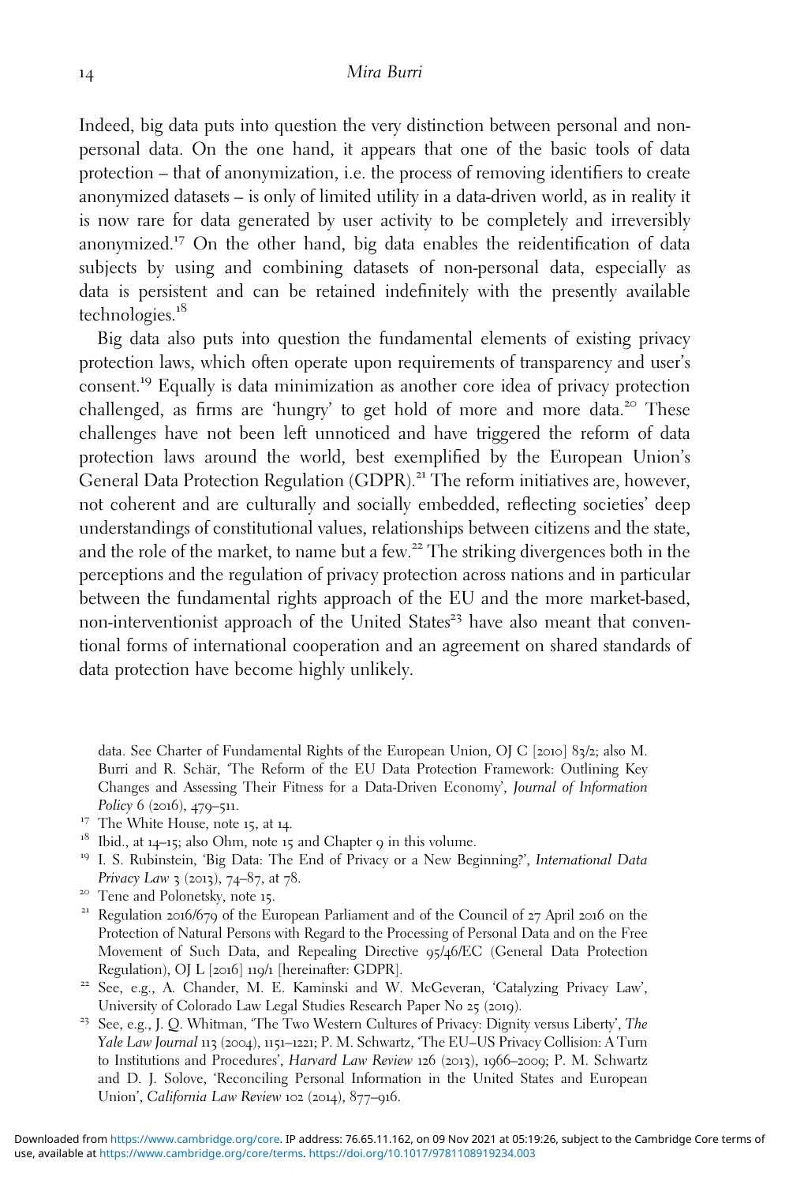Indeed, big data puts into question the very distinction between personal and non-personal data. On the one hand, it appears that one of the basic tools of data protection – that of anonymization, i.e. the process of removing identifiers to create anonymized datasets – is only of limited utility in a data-driven world, as in reality it is now rare for data generated by user activity to be completely and irreversibly anonymized.[17] On the other hand, big data enables the reidentification of data subjects by using and combining datasets of non-personal data, especially as data is persistent and can be retained indefinitely with the presently available technologies.[18]

Big data also puts into question the fundamental elements of existing privacy protection laws, which often operate upon requirements of transparency and user's consent.[19] Equally is data minimization as another core idea of privacy protection challenged, as firms are 'hungry' to get hold of more and more data.[20] These challenges have not been left unnoticed and have triggered the reform of data protection laws around the world, best exemplified by the European Union's General Data Protection Regulation (GDPR).[21] The reform initiatives are, however, not coherent and are culturally and socially embedded, reflecting societies' deep understandings of constitutional values, relationships between citizens and the state, and the role of the market, to name but a few.[22] The striking divergences both in the perceptions and the regulation of privacy protection across nations and in particular between the fundamental rights approach of the EU and the more market-based, non-interventionist approach of the United States[23] have also meant that conventional forms of international cooperation and an agreement on shared standards of data protection have become highly unlikely.

data. See Charter of Fundamental Rights of the European Union, OJ C [2010] 83/2; also M. Burri and R. Schär, 'The Reform of the EU Data Protection Framework: Outlining Key Changes and Assessing Their Fitness for a Data-Driven Economy', *Journal of Information Policy* 6 (2016), 479–511.

[17] The White House, note 15, at 14.

[18] Ibid., at 14–15; also Ohm, note 15 and Chapter 9 in this volume.

[19] I. S. Rubinstein, 'Big Data: The End of Privacy or a New Beginning?', *International Data Privacy Law* 3 (2013), 74–87, at 78.

[20] Tene and Polonetsky, note 15.

[21] Regulation 2016/679 of the European Parliament and of the Council of 27 April 2016 on the Protection of Natural Persons with Regard to the Processing of Personal Data and on the Free Movement of Such Data, and Repealing Directive 95/46/EC (General Data Protection Regulation), OJ L [2016] 119/1 [hereinafter: GDPR].

[22] See, e.g., A. Chander, M. E. Kaminski and W. McGeveran, 'Catalyzing Privacy Law', University of Colorado Law Legal Studies Research Paper No 25 (2019).

[23] See, e.g., J. Q. Whitman, 'The Two Western Cultures of Privacy: Dignity versus Liberty', *The Yale Law Journal* 113 (2004), 1151–1221; P. M. Schwartz, 'The EU–US Privacy Collision: A Turn to Institutions and Procedures', *Harvard Law Review* 126 (2013), 1966–2009; P. M. Schwartz and D. J. Solove, 'Reconciling Personal Information in the United States and European Union', *California Law Review* 102 (2014), 877–916.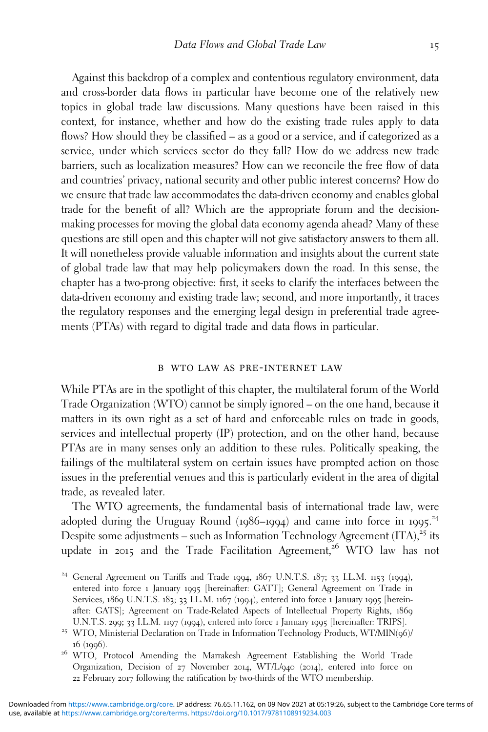Against this backdrop of a complex and contentious regulatory environment, data and cross-border data flows in particular have become one of the relatively new topics in global trade law discussions. Many questions have been raised in this context, for instance, whether and how do the existing trade rules apply to data flows? How should they be classified – as a good or a service, and if categorized as a service, under which services sector do they fall? How do we address new trade barriers, such as localization measures? How can we reconcile the free flow of data and countries' privacy, national security and other public interest concerns? How do we ensure that trade law accommodates the data-driven economy and enables global trade for the benefit of all? Which are the appropriate forum and the decision-making processes for moving the global data economy agenda ahead? Many of these questions are still open and this chapter will not give satisfactory answers to them all. It will nonetheless provide valuable information and insights about the current state of global trade law that may help policymakers down the road. In this sense, the chapter has a two-prong objective: first, it seeks to clarify the interfaces between the data-driven economy and existing trade law; second, and more importantly, it traces the regulatory responses and the emerging legal design in preferential trade agreements (PTAs) with regard to digital trade and data flows in particular.

## B WTO LAW AS PRE-INTERNET LAW

While PTAs are in the spotlight of this chapter, the multilateral forum of the World Trade Organization (WTO) cannot be simply ignored – on the one hand, because it matters in its own right as a set of hard and enforceable rules on trade in goods, services and intellectual property (IP) protection, and on the other hand, because PTAs are in many senses only an addition to these rules. Politically speaking, the failings of the multilateral system on certain issues have prompted action on those issues in the preferential venues and this is particularly evident in the area of digital trade, as revealed later.

The WTO agreements, the fundamental basis of international trade law, were adopted during the Uruguay Round (1986–1994) and came into force in 1995.[24] Despite some adjustments – such as Information Technology Agreement (ITA),[25] its update in 2015 and the Trade Facilitation Agreement,[26] WTO law has not

[24] General Agreement on Tariffs and Trade 1994, 1867 U.N.T.S. 187; 33 I.L.M. 1153 (1994), entered into force 1 January 1995 [hereinafter: GATT]; General Agreement on Trade in Services, 1869 U.N.T.S. 183; 33 I.L.M. 1167 (1994), entered into force 1 January 1995 [hereinafter: GATS]; Agreement on Trade-Related Aspects of Intellectual Property Rights, 1869 U.N.T.S. 299; 33 I.L.M. 1197 (1994), entered into force 1 January 1995 [hereinafter: TRIPS].

[25] WTO, Ministerial Declaration on Trade in Information Technology Products, WT/MIN(96)/16 (1996).

[26] WTO, Protocol Amending the Marrakesh Agreement Establishing the World Trade Organization, Decision of 27 November 2014, WT/L/940 (2014), entered into force on 22 February 2017 following the ratification by two-thirds of the WTO membership.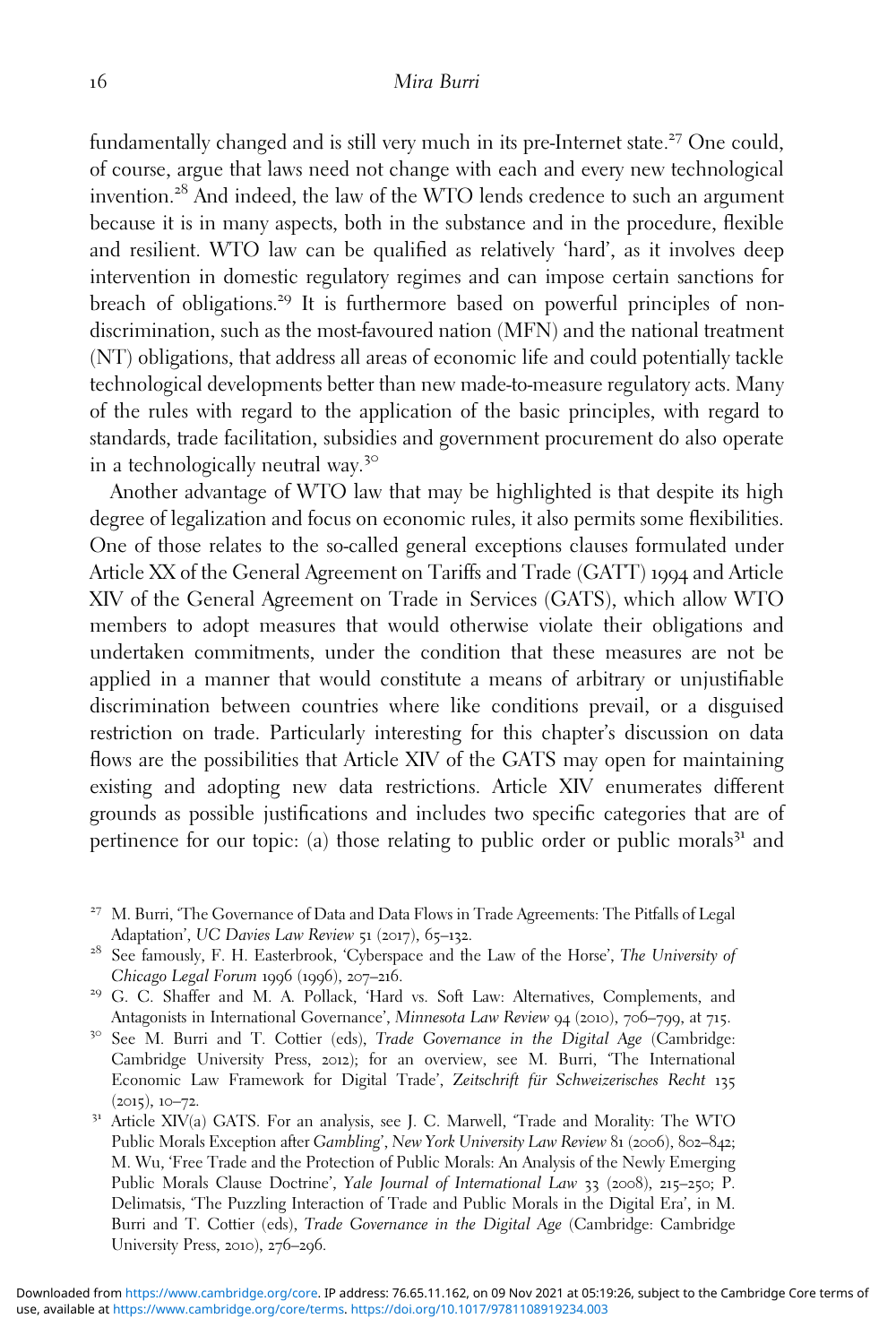fundamentally changed and is still very much in its pre-Internet state.[27] One could, of course, argue that laws need not change with each and every new technological invention.[28] And indeed, the law of the WTO lends credence to such an argument because it is in many aspects, both in the substance and in the procedure, flexible and resilient. WTO law can be qualified as relatively 'hard', as it involves deep intervention in domestic regulatory regimes and can impose certain sanctions for breach of obligations.[29] It is furthermore based on powerful principles of non-discrimination, such as the most-favoured nation (MFN) and the national treatment (NT) obligations, that address all areas of economic life and could potentially tackle technological developments better than new made-to-measure regulatory acts. Many of the rules with regard to the application of the basic principles, with regard to standards, trade facilitation, subsidies and government procurement do also operate in a technologically neutral way.[30]

Another advantage of WTO law that may be highlighted is that despite its high degree of legalization and focus on economic rules, it also permits some flexibilities. One of those relates to the so-called general exceptions clauses formulated under Article XX of the General Agreement on Tariffs and Trade (GATT) 1994 and Article XIV of the General Agreement on Trade in Services (GATS), which allow WTO members to adopt measures that would otherwise violate their obligations and undertaken commitments, under the condition that these measures are not be applied in a manner that would constitute a means of arbitrary or unjustifiable discrimination between countries where like conditions prevail, or a disguised restriction on trade. Particularly interesting for this chapter's discussion on data flows are the possibilities that Article XIV of the GATS may open for maintaining existing and adopting new data restrictions. Article XIV enumerates different grounds as possible justifications and includes two specific categories that are of pertinence for our topic: (a) those relating to public order or public morals[31] and

[27] M. Burri, 'The Governance of Data and Data Flows in Trade Agreements: The Pitfalls of Legal Adaptation', *UC Davies Law Review* 51 (2017), 65–132.

[28] See famously, F. H. Easterbrook, 'Cyberspace and the Law of the Horse', *The University of Chicago Legal Forum* 1996 (1996), 207–216.

[29] G. C. Shaffer and M. A. Pollack, 'Hard vs. Soft Law: Alternatives, Complements, and Antagonists in International Governance', *Minnesota Law Review* 94 (2010), 706–799, at 715.

[30] See M. Burri and T. Cottier (eds), *Trade Governance in the Digital Age* (Cambridge: Cambridge University Press, 2012); for an overview, see M. Burri, 'The International Economic Law Framework for Digital Trade', *Zeitschrift für Schweizerisches Recht* 135 (2015), 10–72.

[31] Article XIV(a) GATS. For an analysis, see J. C. Marwell, 'Trade and Morality: The WTO Public Morals Exception after *Gambling*', *New York University Law Review* 81 (2006), 802–842; M. Wu, 'Free Trade and the Protection of Public Morals: An Analysis of the Newly Emerging Public Morals Clause Doctrine', *Yale Journal of International Law* 33 (2008), 215–250; P. Delimatsis, 'The Puzzling Interaction of Trade and Public Morals in the Digital Era', in M. Burri and T. Cottier (eds), *Trade Governance in the Digital Age* (Cambridge: Cambridge University Press, 2010), 276–296.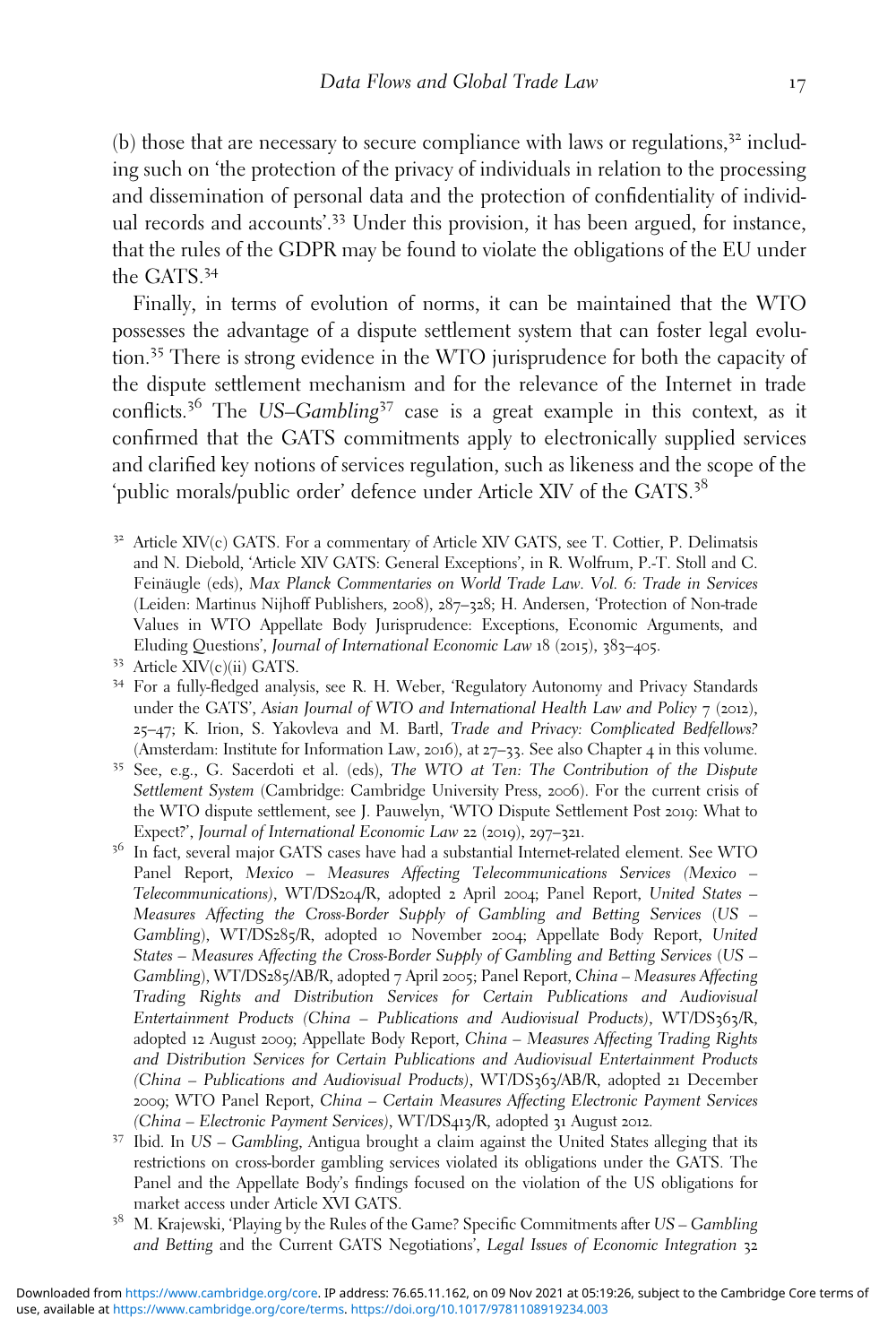(b) those that are necessary to secure compliance with laws or regulations,[32] including such on 'the protection of the privacy of individuals in relation to the processing and dissemination of personal data and the protection of confidentiality of individual records and accounts'.[33] Under this provision, it has been argued, for instance, that the rules of the GDPR may be found to violate the obligations of the EU under the GATS.[34]

Finally, in terms of evolution of norms, it can be maintained that the WTO possesses the advantage of a dispute settlement system that can foster legal evolution.[35] There is strong evidence in the WTO jurisprudence for both the capacity of the dispute settlement mechanism and for the relevance of the Internet in trade conflicts.[36] The *US–Gambling*[37] case is a great example in this context, as it confirmed that the GATS commitments apply to electronically supplied services and clarified key notions of services regulation, such as likeness and the scope of the 'public morals/public order' defence under Article XIV of the GATS.[38]

[32] Article XIV(c) GATS. For a commentary of Article XIV GATS, see T. Cottier, P. Delimatsis and N. Diebold, 'Article XIV GATS: General Exceptions', in R. Wolfrum, P.-T. Stoll and C. Feinäugle (eds), *Max Planck Commentaries on World Trade Law. Vol. 6: Trade in Services* (Leiden: Martinus Nijhoff Publishers, 2008), 287–328; H. Andersen, 'Protection of Non-trade Values in WTO Appellate Body Jurisprudence: Exceptions, Economic Arguments, and Eluding Questions', *Journal of International Economic Law* 18 (2015), 383–405.

[33] Article XIV(c)(ii) GATS.

[34] For a fully-fledged analysis, see R. H. Weber, 'Regulatory Autonomy and Privacy Standards under the GATS', *Asian Journal of WTO and International Health Law and Policy* 7 (2012), 25–47; K. Irion, S. Yakovleva and M. Bartl, *Trade and Privacy: Complicated Bedfellows?* (Amsterdam: Institute for Information Law, 2016), at 27–33. See also Chapter 4 in this volume.

[35] See, e.g., G. Sacerdoti et al. (eds), *The WTO at Ten: The Contribution of the Dispute Settlement System* (Cambridge: Cambridge University Press, 2006). For the current crisis of the WTO dispute settlement, see J. Pauwelyn, 'WTO Dispute Settlement Post 2019: What to Expect?', *Journal of International Economic Law* 22 (2019), 297–321.

[36] In fact, several major GATS cases have had a substantial Internet-related element. See WTO Panel Report, *Mexico – Measures Affecting Telecommunications Services (Mexico – Telecommunications)*, WT/DS204/R, adopted 2 April 2004; Panel Report, *United States – Measures Affecting the Cross-Border Supply of Gambling and Betting Services* (*US – Gambling*), WT/DS285/R, adopted 10 November 2004; Appellate Body Report, *United States – Measures Affecting the Cross-Border Supply of Gambling and Betting Services* (*US – Gambling*), WT/DS285/AB/R, adopted 7 April 2005; Panel Report, *China – Measures Affecting Trading Rights and Distribution Services for Certain Publications and Audiovisual Entertainment Products (China – Publications and Audiovisual Products)*, WT/DS363/R, adopted 12 August 2009; Appellate Body Report, *China – Measures Affecting Trading Rights and Distribution Services for Certain Publications and Audiovisual Entertainment Products (China – Publications and Audiovisual Products)*, WT/DS363/AB/R, adopted 21 December 2009; WTO Panel Report, *China – Certain Measures Affecting Electronic Payment Services (China – Electronic Payment Services)*, WT/DS413/R, adopted 31 August 2012.

[37] Ibid. In *US – Gambling*, Antigua brought a claim against the United States alleging that its restrictions on cross-border gambling services violated its obligations under the GATS. The Panel and the Appellate Body's findings focused on the violation of the US obligations for market access under Article XVI GATS.

[38] M. Krajewski, 'Playing by the Rules of the Game? Specific Commitments after *US – Gambling and Betting* and the Current GATS Negotiations', *Legal Issues of Economic Integration* 32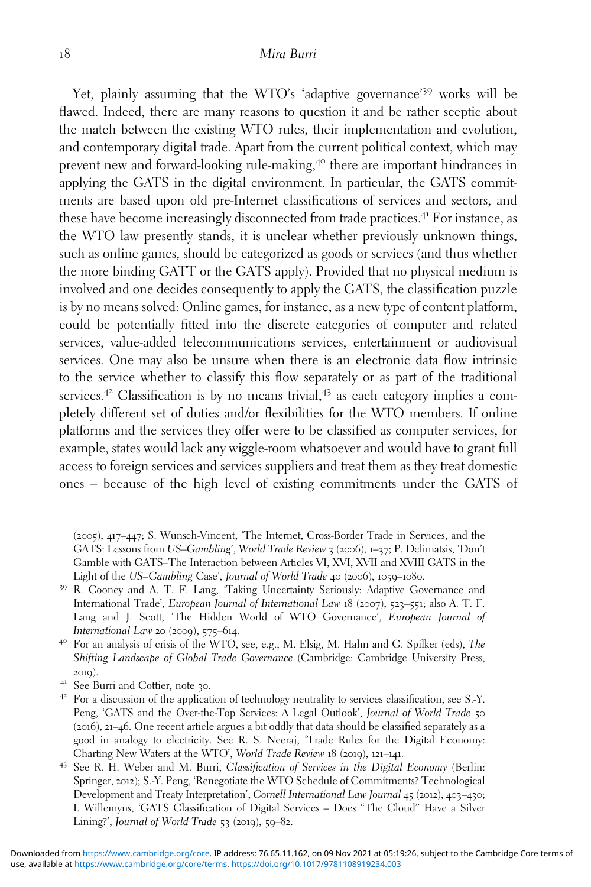Yet, plainly assuming that the WTO's 'adaptive governance'[39] works will be flawed. Indeed, there are many reasons to question it and be rather sceptic about the match between the existing WTO rules, their implementation and evolution, and contemporary digital trade. Apart from the current political context, which may prevent new and forward-looking rule-making,[40] there are important hindrances in applying the GATS in the digital environment. In particular, the GATS commitments are based upon old pre-Internet classifications of services and sectors, and these have become increasingly disconnected from trade practices.[41] For instance, as the WTO law presently stands, it is unclear whether previously unknown things, such as online games, should be categorized as goods or services (and thus whether the more binding GATT or the GATS apply). Provided that no physical medium is involved and one decides consequently to apply the GATS, the classification puzzle is by no means solved: Online games, for instance, as a new type of content platform, could be potentially fitted into the discrete categories of computer and related services, value-added telecommunications services, entertainment or audiovisual services. One may also be unsure when there is an electronic data flow intrinsic to the service whether to classify this flow separately or as part of the traditional services.[42] Classification is by no means trivial,[43] as each category implies a completely different set of duties and/or flexibilities for the WTO members. If online platforms and the services they offer were to be classified as computer services, for example, states would lack any wiggle-room whatsoever and would have to grant full access to foreign services and services suppliers and treat them as they treat domestic ones – because of the high level of existing commitments under the GATS of

(2005), 417–447; S. Wunsch-Vincent, 'The Internet, Cross-Border Trade in Services, and the GATS: Lessons from *US–Gambling*', *World Trade Review* 3 (2006), 1–37; P. Delimatsis, 'Don't Gamble with GATS–The Interaction between Articles VI, XVI, XVII and XVIII GATS in the Light of the *US–Gambling* Case', *Journal of World Trade* 40 (2006), 1059–1080.

[39] R. Cooney and A. T. F. Lang, 'Taking Uncertainty Seriously: Adaptive Governance and International Trade', *European Journal of International Law* 18 (2007), 523–551; also A. T. F. Lang and J. Scott, 'The Hidden World of WTO Governance', *European Journal of International Law* 20 (2009), 575–614.

[40] For an analysis of crisis of the WTO, see, e.g., M. Elsig, M. Hahn and G. Spilker (eds), *The Shifting Landscape of Global Trade Governance* (Cambridge: Cambridge University Press, 2019).

[41] See Burri and Cottier, note 30.

[42] For a discussion of the application of technology neutrality to services classification, see S.-Y. Peng, 'GATS and the Over-the-Top Services: A Legal Outlook', *Journal of World Trade* 50 (2016), 21–46. One recent article argues a bit oddly that data should be classified separately as a good in analogy to electricity. See R. S. Neeraj, 'Trade Rules for the Digital Economy: Charting New Waters at the WTO', *World Trade Review* 18 (2019), 121–141.

[43] See R. H. Weber and M. Burri, *Classification of Services in the Digital Economy* (Berlin: Springer, 2012); S.-Y. Peng, 'Renegotiate the WTO Schedule of Commitments? Technological Development and Treaty Interpretation', *Cornell International Law Journal* 45 (2012), 403–430; I. Willemyns, 'GATS Classification of Digital Services – Does "The Cloud" Have a Silver Lining?', *Journal of World Trade* 53 (2019), 59–82.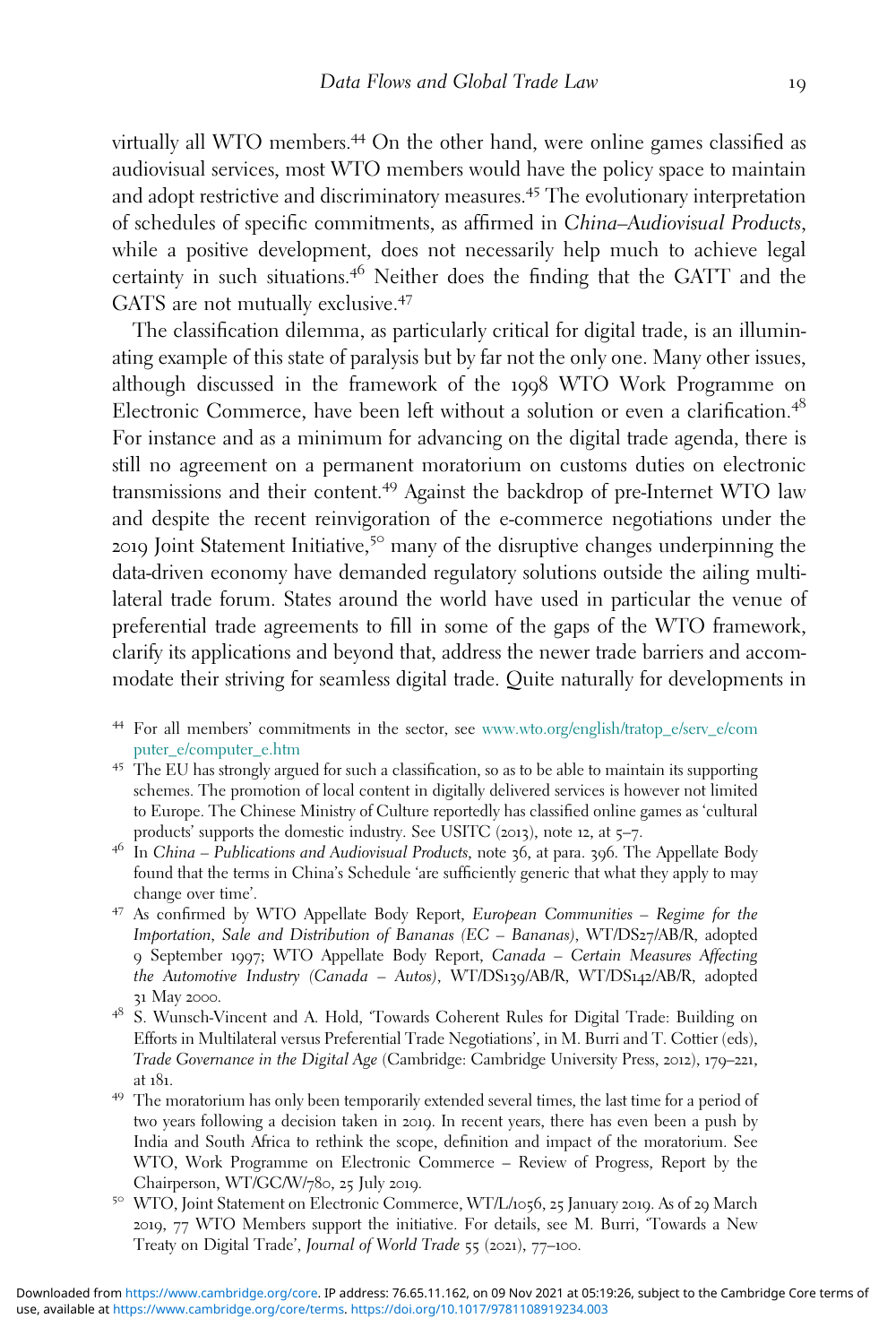virtually all WTO members.[44] On the other hand, were online games classified as audiovisual services, most WTO members would have the policy space to maintain and adopt restrictive and discriminatory measures.[45] The evolutionary interpretation of schedules of specific commitments, as affirmed in *China–Audiovisual Products*, while a positive development, does not necessarily help much to achieve legal certainty in such situations.[46] Neither does the finding that the GATT and the GATS are not mutually exclusive.[47]

The classification dilemma, as particularly critical for digital trade, is an illuminating example of this state of paralysis but by far not the only one. Many other issues, although discussed in the framework of the 1998 WTO Work Programme on Electronic Commerce, have been left without a solution or even a clarification.[48] For instance and as a minimum for advancing on the digital trade agenda, there is still no agreement on a permanent moratorium on customs duties on electronic transmissions and their content.[49] Against the backdrop of pre-Internet WTO law and despite the recent reinvigoration of the e-commerce negotiations under the 2019 Joint Statement Initiative,[50] many of the disruptive changes underpinning the data-driven economy have demanded regulatory solutions outside the ailing multilateral trade forum. States around the world have used in particular the venue of preferential trade agreements to fill in some of the gaps of the WTO framework, clarify its applications and beyond that, address the newer trade barriers and accommodate their striving for seamless digital trade. Quite naturally for developments in

[44] For all members' commitments in the sector, see www.wto.org/english/tratop_e/serv_e/computer_e/computer_e.htm

[45] The EU has strongly argued for such a classification, so as to be able to maintain its supporting schemes. The promotion of local content in digitally delivered services is however not limited to Europe. The Chinese Ministry of Culture reportedly has classified online games as 'cultural products' supports the domestic industry. See USITC (2013), note 12, at 5–7.

[46] In *China – Publications and Audiovisual Products*, note 36, at para. 396. The Appellate Body found that the terms in China's Schedule 'are sufficiently generic that what they apply to may change over time'.

[47] As confirmed by WTO Appellate Body Report, *European Communities – Regime for the Importation, Sale and Distribution of Bananas (EC – Bananas)*, WT/DS27/AB/R, adopted 9 September 1997; WTO Appellate Body Report, *Canada – Certain Measures Affecting the Automotive Industry (Canada – Autos)*, WT/DS139/AB/R, WT/DS142/AB/R, adopted 31 May 2000.

[48] S. Wunsch-Vincent and A. Hold, 'Towards Coherent Rules for Digital Trade: Building on Efforts in Multilateral versus Preferential Trade Negotiations', in M. Burri and T. Cottier (eds), *Trade Governance in the Digital Age* (Cambridge: Cambridge University Press, 2012), 179–221, at 181.

[49] The moratorium has only been temporarily extended several times, the last time for a period of two years following a decision taken in 2019. In recent years, there has even been a push by India and South Africa to rethink the scope, definition and impact of the moratorium. See WTO, Work Programme on Electronic Commerce – Review of Progress, Report by the Chairperson, WT/GC/W/780, 25 July 2019.

[50] WTO, Joint Statement on Electronic Commerce, WT/L/1056, 25 January 2019. As of 29 March 2019, 77 WTO Members support the initiative. For details, see M. Burri, 'Towards a New Treaty on Digital Trade', *Journal of World Trade* 55 (2021), 77–100.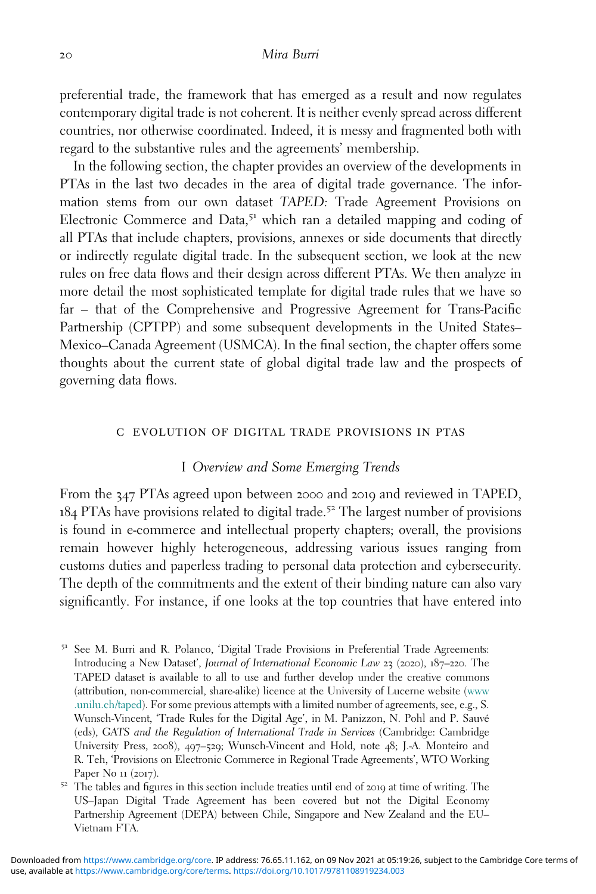preferential trade, the framework that has emerged as a result and now regulates contemporary digital trade is not coherent. It is neither evenly spread across different countries, nor otherwise coordinated. Indeed, it is messy and fragmented both with regard to the substantive rules and the agreements' membership.

In the following section, the chapter provides an overview of the developments in PTAs in the last two decades in the area of digital trade governance. The information stems from our own dataset *TAPED:* Trade Agreement Provisions on Electronic Commerce and Data,[51] which ran a detailed mapping and coding of all PTAs that include chapters, provisions, annexes or side documents that directly or indirectly regulate digital trade. In the subsequent section, we look at the new rules on free data flows and their design across different PTAs. We then analyze in more detail the most sophisticated template for digital trade rules that we have so far – that of the Comprehensive and Progressive Agreement for Trans-Pacific Partnership (CPTPP) and some subsequent developments in the United States–Mexico–Canada Agreement (USMCA). In the final section, the chapter offers some thoughts about the current state of global digital trade law and the prospects of governing data flows.

## C Evolution of Digital Trade Provisions in PTAs

### I *Overview and Some Emerging Trends*

From the 347 PTAs agreed upon between 2000 and 2019 and reviewed in TAPED, 184 PTAs have provisions related to digital trade.[52] The largest number of provisions is found in e-commerce and intellectual property chapters; overall, the provisions remain however highly heterogeneous, addressing various issues ranging from customs duties and paperless trading to personal data protection and cybersecurity. The depth of the commitments and the extent of their binding nature can also vary significantly. For instance, if one looks at the top countries that have entered into

[51] See M. Burri and R. Polanco, 'Digital Trade Provisions in Preferential Trade Agreements: Introducing a New Dataset', *Journal of International Economic Law* 23 (2020), 187–220. The TAPED dataset is available to all to use and further develop under the creative commons (attribution, non-commercial, share-alike) licence at the University of Lucerne website (www.unilu.ch/taped). For some previous attempts with a limited number of agreements, see, e.g., S. Wunsch-Vincent, 'Trade Rules for the Digital Age', in M. Panizzon, N. Pohl and P. Sauvé (eds), *GATS and the Regulation of International Trade in Services* (Cambridge: Cambridge University Press, 2008), 497–529; Wunsch-Vincent and Hold, note 48; J.-A. Monteiro and R. Teh, 'Provisions on Electronic Commerce in Regional Trade Agreements', WTO Working Paper No 11 (2017).

[52] The tables and figures in this section include treaties until end of 2019 at time of writing. The US–Japan Digital Trade Agreement has been covered but not the Digital Economy Partnership Agreement (DEPA) between Chile, Singapore and New Zealand and the EU–Vietnam FTA.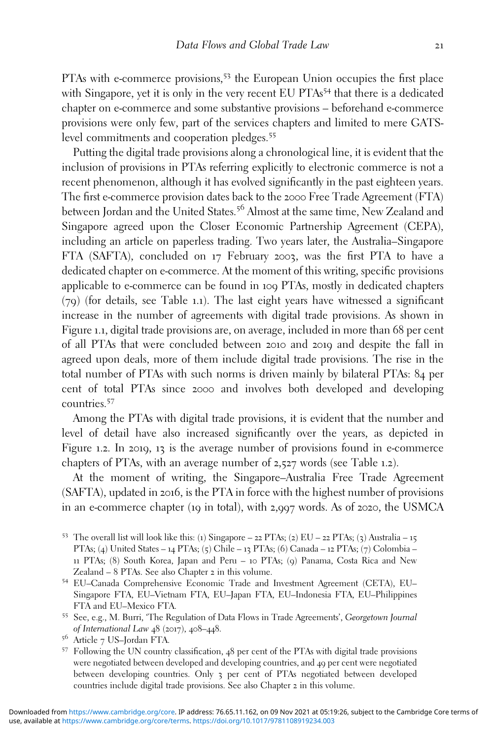PTAs with e-commerce provisions,[53] the European Union occupies the first place with Singapore, yet it is only in the very recent EU PTAs[54] that there is a dedicated chapter on e-commerce and some substantive provisions – beforehand e-commerce provisions were only few, part of the services chapters and limited to mere GATS-level commitments and cooperation pledges.[55]

Putting the digital trade provisions along a chronological line, it is evident that the inclusion of provisions in PTAs referring explicitly to electronic commerce is not a recent phenomenon, although it has evolved significantly in the past eighteen years. The first e-commerce provision dates back to the 2000 Free Trade Agreement (FTA) between Jordan and the United States.[56] Almost at the same time, New Zealand and Singapore agreed upon the Closer Economic Partnership Agreement (CEPA), including an article on paperless trading. Two years later, the Australia–Singapore FTA (SAFTA), concluded on 17 February 2003, was the first PTA to have a dedicated chapter on e-commerce. At the moment of this writing, specific provisions applicable to e-commerce can be found in 109 PTAs, mostly in dedicated chapters (79) (for details, see Table 1.1). The last eight years have witnessed a significant increase in the number of agreements with digital trade provisions. As shown in Figure 1.1, digital trade provisions are, on average, included in more than 68 per cent of all PTAs that were concluded between 2010 and 2019 and despite the fall in agreed upon deals, more of them include digital trade provisions. The rise in the total number of PTAs with such norms is driven mainly by bilateral PTAs: 84 per cent of total PTAs since 2000 and involves both developed and developing countries.[57]

Among the PTAs with digital trade provisions, it is evident that the number and level of detail have also increased significantly over the years, as depicted in Figure 1.2. In 2019, 13 is the average number of provisions found in e-commerce chapters of PTAs, with an average number of 2,527 words (see Table 1.2).

At the moment of writing, the Singapore–Australia Free Trade Agreement (SAFTA), updated in 2016, is the PTA in force with the highest number of provisions in an e-commerce chapter (19 in total), with 2,997 words. As of 2020, the USMCA

[53] The overall list will look like this: (1) Singapore – 22 PTAs; (2) EU – 22 PTAs; (3) Australia – 15 PTAs; (4) United States – 14 PTAs; (5) Chile – 13 PTAs; (6) Canada – 12 PTAs; (7) Colombia – 11 PTAs; (8) South Korea, Japan and Peru – 10 PTAs; (9) Panama, Costa Rica and New Zealand – 8 PTAs. See also Chapter 2 in this volume.

[54] EU–Canada Comprehensive Economic Trade and Investment Agreement (CETA), EU–Singapore FTA, EU–Vietnam FTA, EU–Japan FTA, EU–Indonesia FTA, EU–Philippines FTA and EU–Mexico FTA.

[55] See, e.g., M. Burri, 'The Regulation of Data Flows in Trade Agreements', *Georgetown Journal of International Law* 48 (2017), 408–448.

[56] Article 7 US–Jordan FTA.

[57] Following the UN country classification, 48 per cent of the PTAs with digital trade provisions were negotiated between developed and developing countries, and 49 per cent were negotiated between developing countries. Only 3 per cent of PTAs negotiated between developed countries include digital trade provisions. See also Chapter 2 in this volume.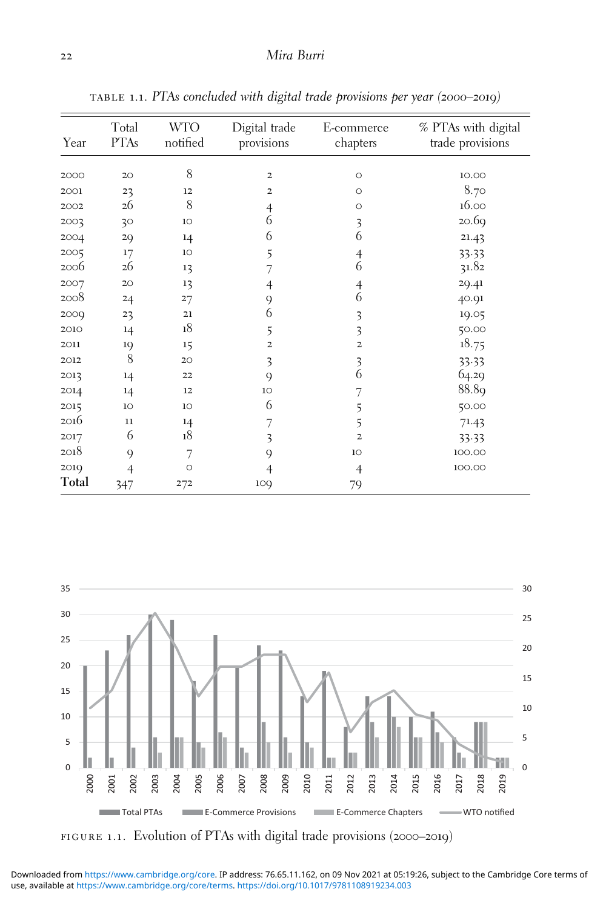TABLE 1.1. *PTAs concluded with digital trade provisions per year (2000–2019)*

| Year | Total PTAs | WTO notified | Digital trade provisions | E-commerce chapters | % PTAs with digital trade provisions |
|---|---|---|---|---|---|
| 2000 | 20 | 8 | 2 | 0 | 10.00 |
| 2001 | 23 | 12 | 2 | 0 | 8.70 |
| 2002 | 26 | 8 | 4 | 0 | 16.00 |
| 2003 | 30 | 10 | 6 | 3 | 20.69 |
| 2004 | 29 | 14 | 6 | 6 | 21.43 |
| 2005 | 17 | 10 | 5 | 4 | 33.33 |
| 2006 | 26 | 13 | 7 | 6 | 31.82 |
| 2007 | 20 | 13 | 4 | 4 | 29.41 |
| 2008 | 24 | 27 | 9 | 6 | 40.91 |
| 2009 | 23 | 21 | 6 | 3 | 19.05 |
| 2010 | 14 | 18 | 5 | 3 | 50.00 |
| 2011 | 19 | 15 | 2 | 2 | 18.75 |
| 2012 | 8 | 20 | 3 | 3 | 33.33 |
| 2013 | 14 | 22 | 9 | 6 | 64.29 |
| 2014 | 14 | 12 | 10 | 7 | 88.89 |
| 2015 | 10 | 10 | 6 | 5 | 50.00 |
| 2016 | 11 | 14 | 7 | 5 | 71.43 |
| 2017 | 6 | 18 | 3 | 2 | 33.33 |
| 2018 | 9 | 7 | 9 | 10 | 100.00 |
| 2019 | 4 | 0 | 4 | 4 | 100.00 |
| **Total** | 347 | 272 | 109 | 79 | |

35
30
25
20
15
10
5
0

30
25
20
15
10
5
0

2000 2001 2002 2003 2004 2005 2006 2007 2008 2009 2010 2011 2012 2013 2014 2015 2016 2017 2018 2019

Total PTAs
E-Commerce Provisions
E-Commerce Chapters
WTO notified

FIGURE 1.1. Evolution of PTAs with digital trade provisions (2000–2019)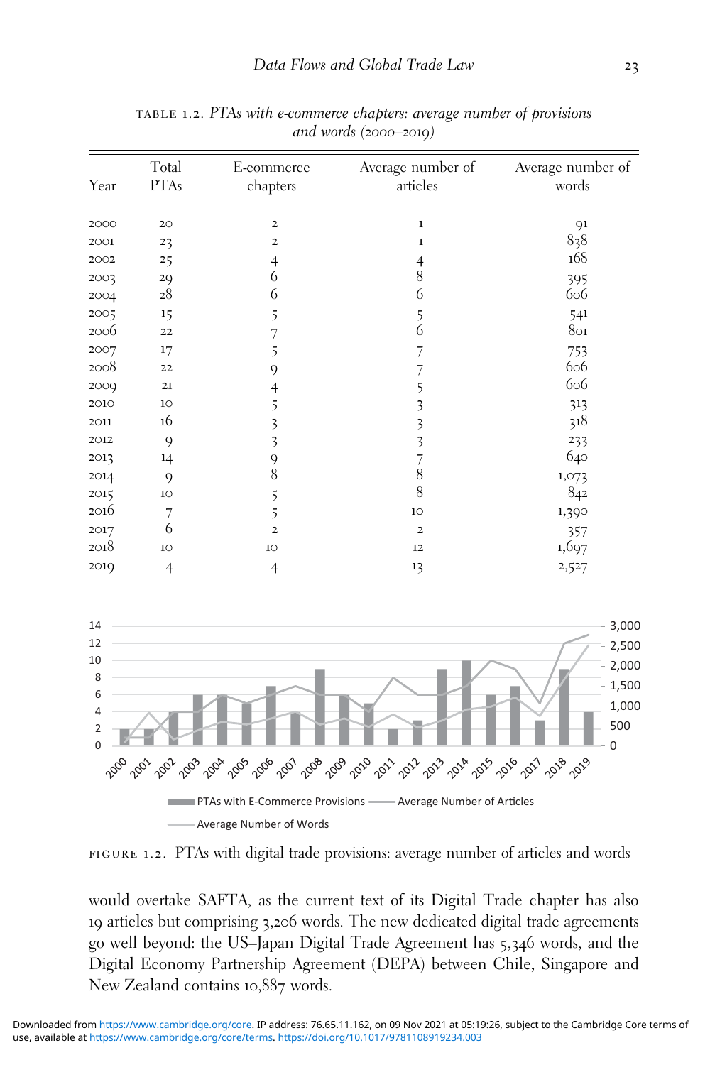TABLE 1.2. *PTAs with e-commerce chapters: average number of provisions and words (2000–2019)*

| Year | Total PTAs | E-commerce chapters | Average number of articles | Average number of words |
|---|---|---|---|---|
| 2000 | 20 | 2 | 1 | 91 |
| 2001 | 23 | 2 | 1 | 838 |
| 2002 | 25 | 4 | 4 | 168 |
| 2003 | 29 | 6 | 8 | 395 |
| 2004 | 28 | 6 | 6 | 606 |
| 2005 | 15 | 5 | 5 | 541 |
| 2006 | 22 | 7 | 6 | 801 |
| 2007 | 17 | 5 | 7 | 753 |
| 2008 | 22 | 9 | 7 | 606 |
| 2009 | 21 | 4 | 5 | 606 |
| 2010 | 10 | 5 | 3 | 313 |
| 2011 | 16 | 3 | 3 | 318 |
| 2012 | 9 | 3 | 3 | 233 |
| 2013 | 14 | 9 | 7 | 640 |
| 2014 | 9 | 8 | 8 | 1,073 |
| 2015 | 10 | 5 | 8 | 842 |
| 2016 | 7 | 5 | 10 | 1,390 |
| 2017 | 6 | 2 | 2 | 357 |
| 2018 | 10 | 10 | 12 | 1,697 |
| 2019 | 4 | 4 | 13 | 2,527 |

14
12
10
8
6
4
2
0

3,000
2,500
2,000
1,500
1,000
500
0

2000 2001 2002 2003 2004 2005 2006 2007 2008 2009 2010 2011 2012 2013 2014 2015 2016 2017 2018 2019

PTAs with E-Commerce Provisions
Average Number of Articles
Average Number of Words

FIGURE 1.2. PTAs with digital trade provisions: average number of articles and words

would overtake SAFTA, as the current text of its Digital Trade chapter has also 19 articles but comprising 3,206 words. The new dedicated digital trade agreements go well beyond: the US–Japan Digital Trade Agreement has 5,346 words, and the Digital Economy Partnership Agreement (DEPA) between Chile, Singapore and New Zealand contains 10,887 words.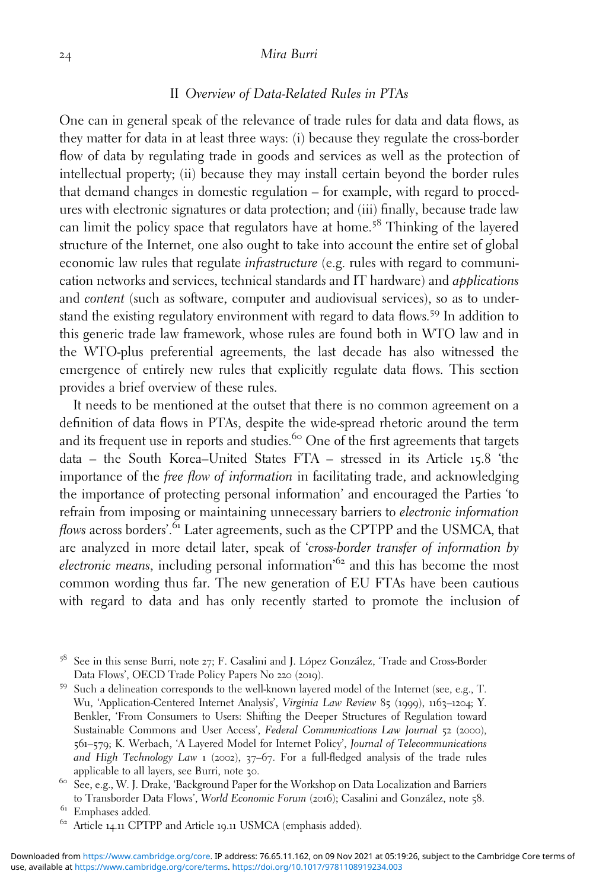## II *Overview of Data-Related Rules in PTAs*

One can in general speak of the relevance of trade rules for data and data flows, as they matter for data in at least three ways: (i) because they regulate the cross-border flow of data by regulating trade in goods and services as well as the protection of intellectual property; (ii) because they may install certain beyond the border rules that demand changes in domestic regulation – for example, with regard to procedures with electronic signatures or data protection; and (iii) finally, because trade law can limit the policy space that regulators have at home.[58] Thinking of the layered structure of the Internet, one also ought to take into account the entire set of global economic law rules that regulate *infrastructure* (e.g. rules with regard to communication networks and services, technical standards and IT hardware) and *applications* and *content* (such as software, computer and audiovisual services), so as to understand the existing regulatory environment with regard to data flows.[59] In addition to this generic trade law framework, whose rules are found both in WTO law and in the WTO-plus preferential agreements, the last decade has also witnessed the emergence of entirely new rules that explicitly regulate data flows. This section provides a brief overview of these rules.

It needs to be mentioned at the outset that there is no common agreement on a definition of data flows in PTAs, despite the wide-spread rhetoric around the term and its frequent use in reports and studies.[60] One of the first agreements that targets data – the South Korea–United States FTA – stressed in its Article 15.8 'the importance of the *free flow of information* in facilitating trade, and acknowledging the importance of protecting personal information' and encouraged the Parties 'to refrain from imposing or maintaining unnecessary barriers to *electronic information flows* across borders'.[61] Later agreements, such as the CPTPP and the USMCA, that are analyzed in more detail later, speak of '*cross-border transfer of information by electronic means*, including personal information'[62] and this has become the most common wording thus far. The new generation of EU FTAs have been cautious with regard to data and has only recently started to promote the inclusion of

[58] See in this sense Burri, note 27; F. Casalini and J. López González, 'Trade and Cross-Border Data Flows', OECD Trade Policy Papers No 220 (2019).

[59] Such a delineation corresponds to the well-known layered model of the Internet (see, e.g., T. Wu, 'Application-Centered Internet Analysis', *Virginia Law Review* 85 (1999), 1163–1204; Y. Benkler, 'From Consumers to Users: Shifting the Deeper Structures of Regulation toward Sustainable Commons and User Access', *Federal Communications Law Journal* 52 (2000), 561–579; K. Werbach, 'A Layered Model for Internet Policy', *Journal of Telecommunications and High Technology Law* 1 (2002), 37–67. For a full-fledged analysis of the trade rules applicable to all layers, see Burri, note 30.

[60] See, e.g., W. J. Drake, 'Background Paper for the Workshop on Data Localization and Barriers to Transborder Data Flows', *World Economic Forum* (2016); Casalini and González, note 58.

[61] Emphases added.

[62] Article 14.11 CPTPP and Article 19.11 USMCA (emphasis added).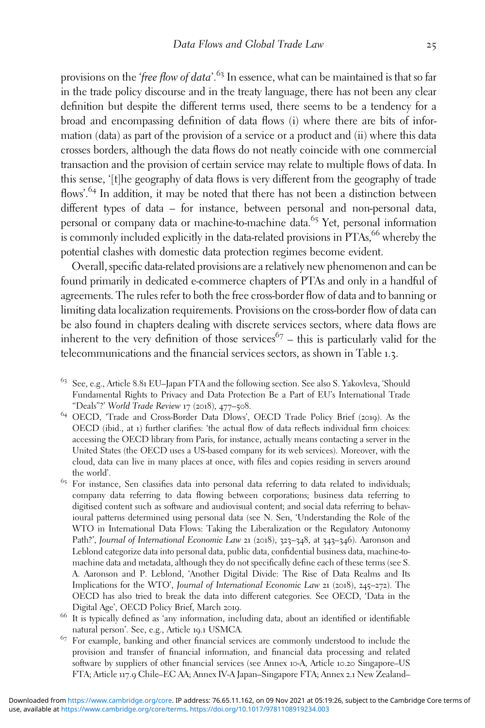provisions on the '*free flow of data*'.[63] In essence, what can be maintained is that so far in the trade policy discourse and in the treaty language, there has not been any clear definition but despite the different terms used, there seems to be a tendency for a broad and encompassing definition of data flows (i) where there are bits of information (data) as part of the provision of a service or a product and (ii) where this data crosses borders, although the data flows do not neatly coincide with one commercial transaction and the provision of certain service may relate to multiple flows of data. In this sense, '[t]he geography of data flows is very different from the geography of trade flows'.[64] In addition, it may be noted that there has not been a distinction between different types of data – for instance, between personal and non-personal data, personal or company data or machine-to-machine data.[65] Yet, personal information is commonly included explicitly in the data-related provisions in PTAs,[66] whereby the potential clashes with domestic data protection regimes become evident.

Overall, specific data-related provisions are a relatively new phenomenon and can be found primarily in dedicated e-commerce chapters of PTAs and only in a handful of agreements. The rules refer to both the free cross-border flow of data and to banning or limiting data localization requirements. Provisions on the cross-border flow of data can be also found in chapters dealing with discrete services sectors, where data flows are inherent to the very definition of those services[67] – this is particularly valid for the telecommunications and the financial services sectors, as shown in Table 1.3.

[63] See, e.g., Article 8.81 EU–Japan FTA and the following section. See also S. Yakovleva, 'Should Fundamental Rights to Privacy and Data Protection Be a Part of EU's International Trade "Deals"?' *World Trade Review* 17 (2018), 477–508.

[64] OECD, 'Trade and Cross-Border Data Dlows', OECD Trade Policy Brief (2019). As the OECD (ibid., at 1) further clarifies: 'the actual flow of data reflects individual firm choices: accessing the OECD library from Paris, for instance, actually means contacting a server in the United States (the OECD uses a US-based company for its web services). Moreover, with the cloud, data can live in many places at once, with files and copies residing in servers around the world'.

[65] For instance, Sen classifies data into personal data referring to data related to individuals; company data referring to data flowing between corporations; business data referring to digitised content such as software and audiovisual content; and social data referring to behavioural patterns determined using personal data (see N. Sen, 'Understanding the Role of the WTO in International Data Flows: Taking the Liberalization or the Regulatory Autonomy Path?', *Journal of International Economic Law* 21 (2018), 323–348, at 343–346). Aaronson and Leblond categorize data into personal data, public data, confidential business data, machine-to-machine data and metadata, although they do not specifically define each of these terms (see S. A. Aaronson and P. Leblond, 'Another Digital Divide: The Rise of Data Realms and Its Implications for the WTO', *Journal of International Economic Law* 21 (2018), 245–272). The OECD has also tried to break the data into different categories. See OECD, 'Data in the Digital Age', OECD Policy Brief, March 2019.

[66] It is typically defined as 'any information, including data, about an identified or identifiable natural person'. See, e.g., Article 19.1 USMCA.

[67] For example, banking and other financial services are commonly understood to include the provision and transfer of financial information, and financial data processing and related software by suppliers of other financial services (see Annex 10-A, Article 10.20 Singapore–US FTA; Article 117.9 Chile–EC AA; Annex IV-A Japan–Singapore FTA; Annex 2.1 New Zealand–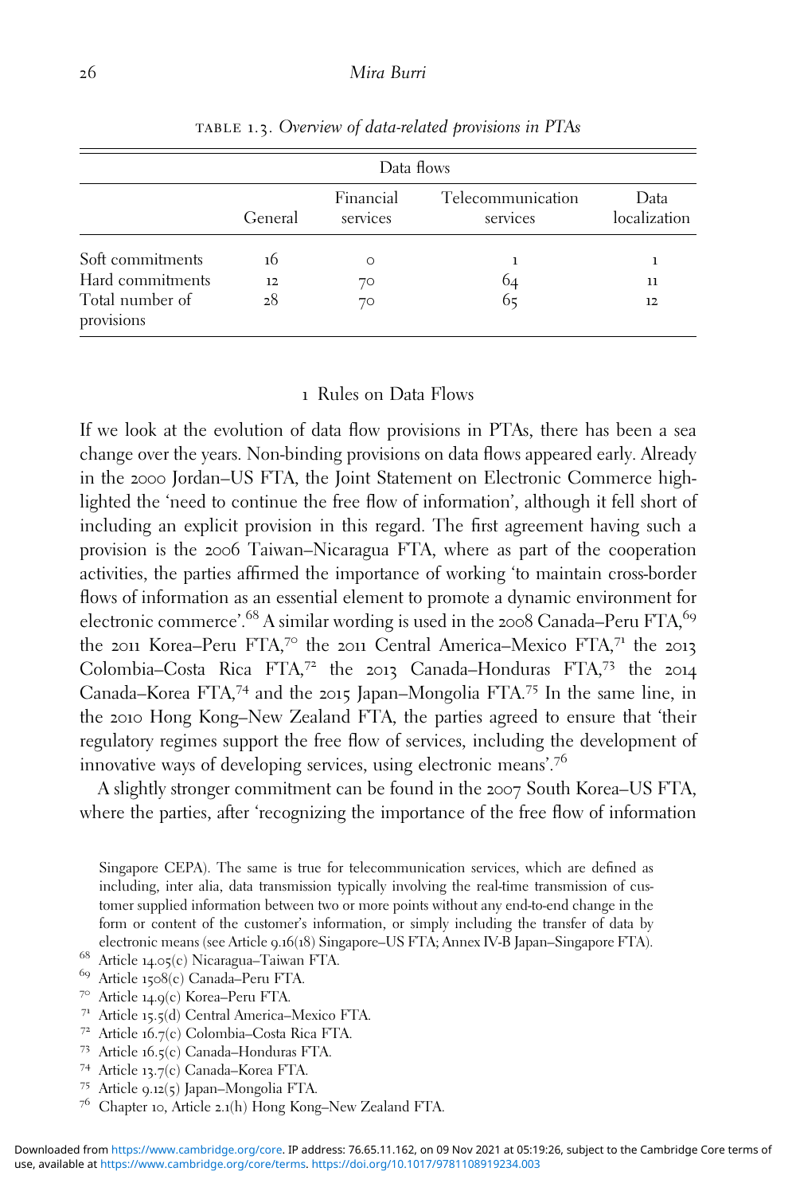TABLE 1.3. *Overview of data-related provisions in PTAs*

| | Data flows | | | |
|---|---|---|---|---|
| | General | Financial services | Telecommunication services | Data localization |
| Soft commitments | 16 | 0 | 1 | 1 |
| Hard commitments | 12 | 70 | 64 | 11 |
| Total number of provisions | 28 | 70 | 65 | 12 |

## 1 Rules on Data Flows

If we look at the evolution of data flow provisions in PTAs, there has been a sea change over the years. Non-binding provisions on data flows appeared early. Already in the 2000 Jordan–US FTA, the Joint Statement on Electronic Commerce highlighted the 'need to continue the free flow of information', although it fell short of including an explicit provision in this regard. The first agreement having such a provision is the 2006 Taiwan–Nicaragua FTA, where as part of the cooperation activities, the parties affirmed the importance of working 'to maintain cross-border flows of information as an essential element to promote a dynamic environment for electronic commerce'.[68] A similar wording is used in the 2008 Canada–Peru FTA,[69] the 2011 Korea–Peru FTA,[70] the 2011 Central America–Mexico FTA,[71] the 2013 Colombia–Costa Rica FTA,[72] the 2013 Canada–Honduras FTA,[73] the 2014 Canada–Korea FTA,[74] and the 2015 Japan–Mongolia FTA.[75] In the same line, in the 2010 Hong Kong–New Zealand FTA, the parties agreed to ensure that 'their regulatory regimes support the free flow of services, including the development of innovative ways of developing services, using electronic means'.[76]

A slightly stronger commitment can be found in the 2007 South Korea–US FTA, where the parties, after 'recognizing the importance of the free flow of information

Singapore CEPA). The same is true for telecommunication services, which are defined as including, inter alia, data transmission typically involving the real-time transmission of customer supplied information between two or more points without any end-to-end change in the form or content of the customer's information, or simply including the transfer of data by electronic means (see Article 9.16(18) Singapore–US FTA; Annex IV-B Japan–Singapore FTA).

[68] Article 14.05(c) Nicaragua–Taiwan FTA.

[69] Article 1508(c) Canada–Peru FTA.

[70] Article 14.9(c) Korea–Peru FTA.

[71] Article 15.5(d) Central America–Mexico FTA.

[72] Article 16.7(c) Colombia–Costa Rica FTA.

[73] Article 16.5(c) Canada–Honduras FTA.

[74] Article 13.7(c) Canada–Korea FTA.

[75] Article 9.12(5) Japan–Mongolia FTA.

[76] Chapter 10, Article 2.1(h) Hong Kong–New Zealand FTA.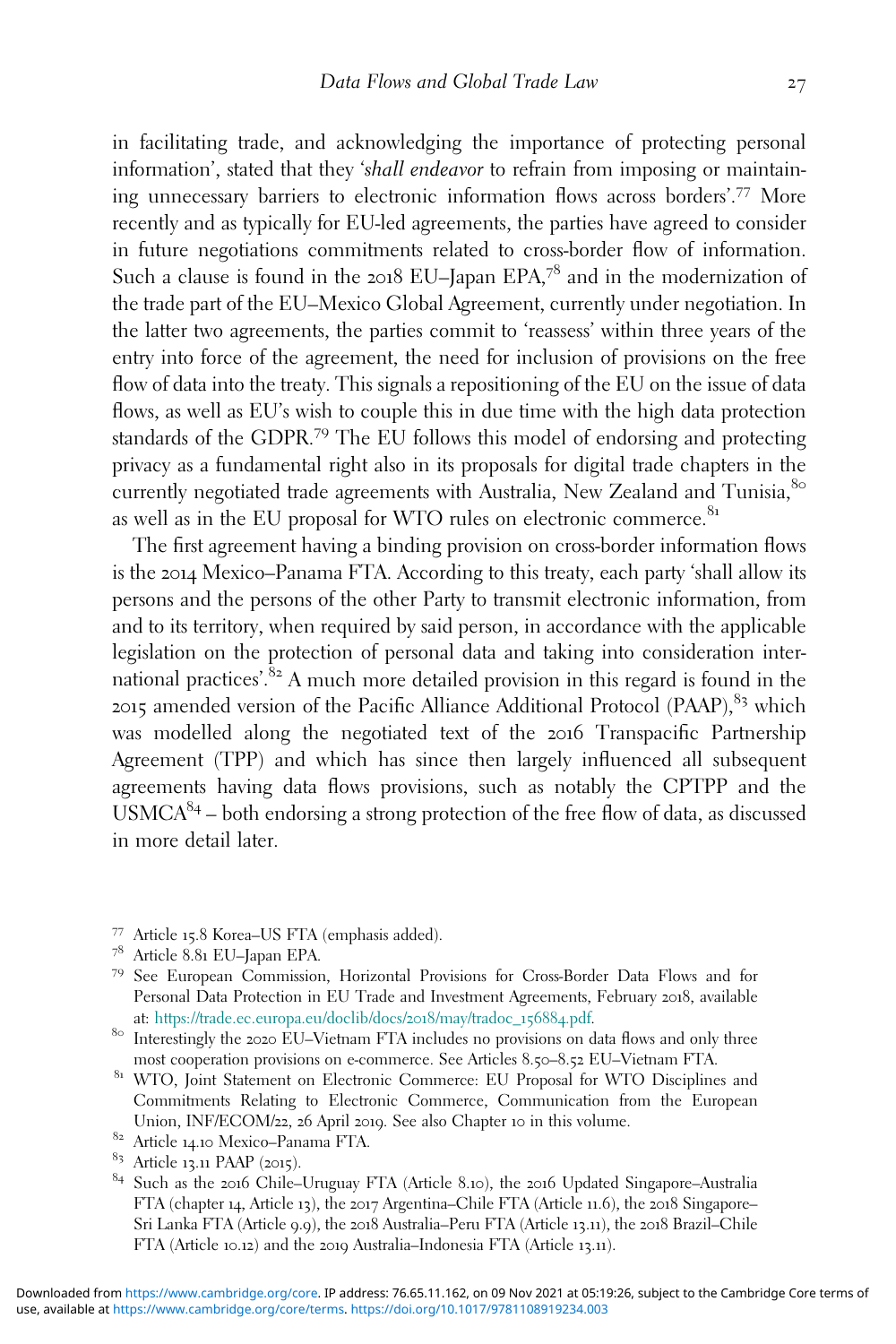in facilitating trade, and acknowledging the importance of protecting personal information', stated that they '*shall endeavor* to refrain from imposing or maintaining unnecessary barriers to electronic information flows across borders'.[77] More recently and as typically for EU-led agreements, the parties have agreed to consider in future negotiations commitments related to cross-border flow of information. Such a clause is found in the 2018 EU–Japan EPA,[78] and in the modernization of the trade part of the EU–Mexico Global Agreement, currently under negotiation. In the latter two agreements, the parties commit to 'reassess' within three years of the entry into force of the agreement, the need for inclusion of provisions on the free flow of data into the treaty. This signals a repositioning of the EU on the issue of data flows, as well as EU's wish to couple this in due time with the high data protection standards of the GDPR.[79] The EU follows this model of endorsing and protecting privacy as a fundamental right also in its proposals for digital trade chapters in the currently negotiated trade agreements with Australia, New Zealand and Tunisia,[80] as well as in the EU proposal for WTO rules on electronic commerce.[81]

The first agreement having a binding provision on cross-border information flows is the 2014 Mexico–Panama FTA. According to this treaty, each party 'shall allow its persons and the persons of the other Party to transmit electronic information, from and to its territory, when required by said person, in accordance with the applicable legislation on the protection of personal data and taking into consideration international practices'.[82] A much more detailed provision in this regard is found in the 2015 amended version of the Pacific Alliance Additional Protocol (PAAP),[83] which was modelled along the negotiated text of the 2016 Transpacific Partnership Agreement (TPP) and which has since then largely influenced all subsequent agreements having data flows provisions, such as notably the CPTPP and the USMCA[84] – both endorsing a strong protection of the free flow of data, as discussed in more detail later.

[77] Article 15.8 Korea–US FTA (emphasis added).

[78] Article 8.81 EU–Japan EPA.

[79] See European Commission, Horizontal Provisions for Cross-Border Data Flows and for Personal Data Protection in EU Trade and Investment Agreements, February 2018, available at: https://trade.ec.europa.eu/doclib/docs/2018/may/tradoc_156884.pdf.

[80] Interestingly the 2020 EU–Vietnam FTA includes no provisions on data flows and only three most cooperation provisions on e-commerce. See Articles 8.50–8.52 EU–Vietnam FTA.

[81] WTO, Joint Statement on Electronic Commerce: EU Proposal for WTO Disciplines and Commitments Relating to Electronic Commerce, Communication from the European Union, INF/ECOM/22, 26 April 2019. See also Chapter 10 in this volume.

[82] Article 14.10 Mexico–Panama FTA.

[83] Article 13.11 PAAP (2015).

[84] Such as the 2016 Chile–Uruguay FTA (Article 8.10), the 2016 Updated Singapore–Australia FTA (chapter 14, Article 13), the 2017 Argentina–Chile FTA (Article 11.6), the 2018 Singapore–Sri Lanka FTA (Article 9.9), the 2018 Australia–Peru FTA (Article 13.11), the 2018 Brazil–Chile FTA (Article 10.12) and the 2019 Australia–Indonesia FTA (Article 13.11).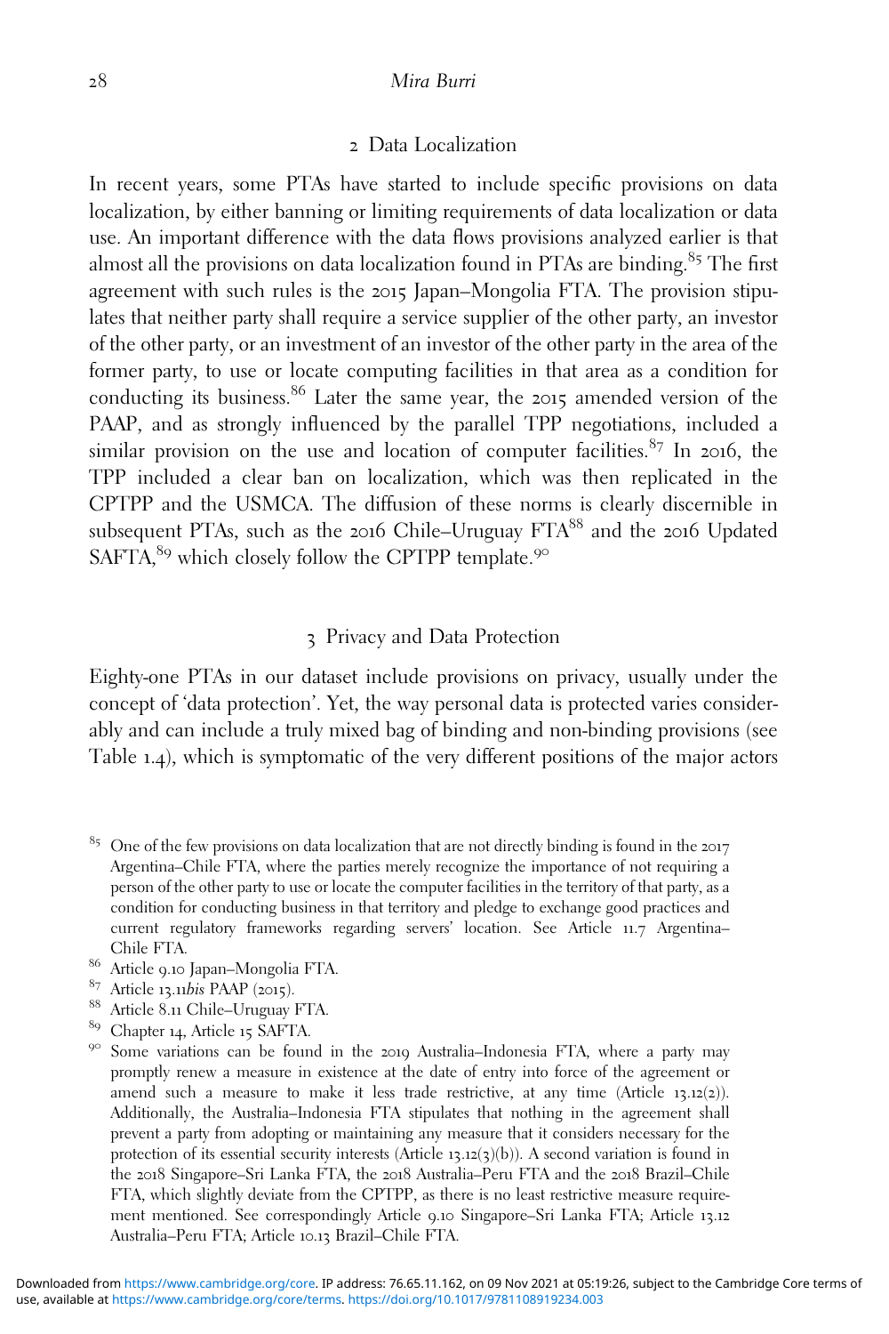## 2 Data Localization

In recent years, some PTAs have started to include specific provisions on data localization, by either banning or limiting requirements of data localization or data use. An important difference with the data flows provisions analyzed earlier is that almost all the provisions on data localization found in PTAs are binding.[85] The first agreement with such rules is the 2015 Japan–Mongolia FTA. The provision stipulates that neither party shall require a service supplier of the other party, an investor of the other party, or an investment of an investor of the other party in the area of the former party, to use or locate computing facilities in that area as a condition for conducting its business.[86] Later the same year, the 2015 amended version of the PAAP, and as strongly influenced by the parallel TPP negotiations, included a similar provision on the use and location of computer facilities.[87] In 2016, the TPP included a clear ban on localization, which was then replicated in the CPTPP and the USMCA. The diffusion of these norms is clearly discernible in subsequent PTAs, such as the 2016 Chile–Uruguay FTA[88] and the 2016 Updated SAFTA,[89] which closely follow the CPTPP template.[90]

## 3 Privacy and Data Protection

Eighty-one PTAs in our dataset include provisions on privacy, usually under the concept of 'data protection'. Yet, the way personal data is protected varies considerably and can include a truly mixed bag of binding and non-binding provisions (see Table 1.4), which is symptomatic of the very different positions of the major actors

---

[85] One of the few provisions on data localization that are not directly binding is found in the 2017 Argentina–Chile FTA, where the parties merely recognize the importance of not requiring a person of the other party to use or locate the computer facilities in the territory of that party, as a condition for conducting business in that territory and pledge to exchange good practices and current regulatory frameworks regarding servers' location. See Article 11.7 Argentina–Chile FTA.

[86] Article 9.10 Japan–Mongolia FTA.

[87] Article 13.11*bis* PAAP (2015).

[88] Article 8.11 Chile–Uruguay FTA.

[89] Chapter 14, Article 15 SAFTA.

[90] Some variations can be found in the 2019 Australia–Indonesia FTA, where a party may promptly renew a measure in existence at the date of entry into force of the agreement or amend such a measure to make it less trade restrictive, at any time (Article 13.12(2)). Additionally, the Australia–Indonesia FTA stipulates that nothing in the agreement shall prevent a party from adopting or maintaining any measure that it considers necessary for the protection of its essential security interests (Article 13.12(3)(b)). A second variation is found in the 2018 Singapore–Sri Lanka FTA, the 2018 Australia–Peru FTA and the 2018 Brazil–Chile FTA, which slightly deviate from the CPTPP, as there is no least restrictive measure requirement mentioned. See correspondingly Article 9.10 Singapore–Sri Lanka FTA; Article 13.12 Australia–Peru FTA; Article 10.13 Brazil–Chile FTA.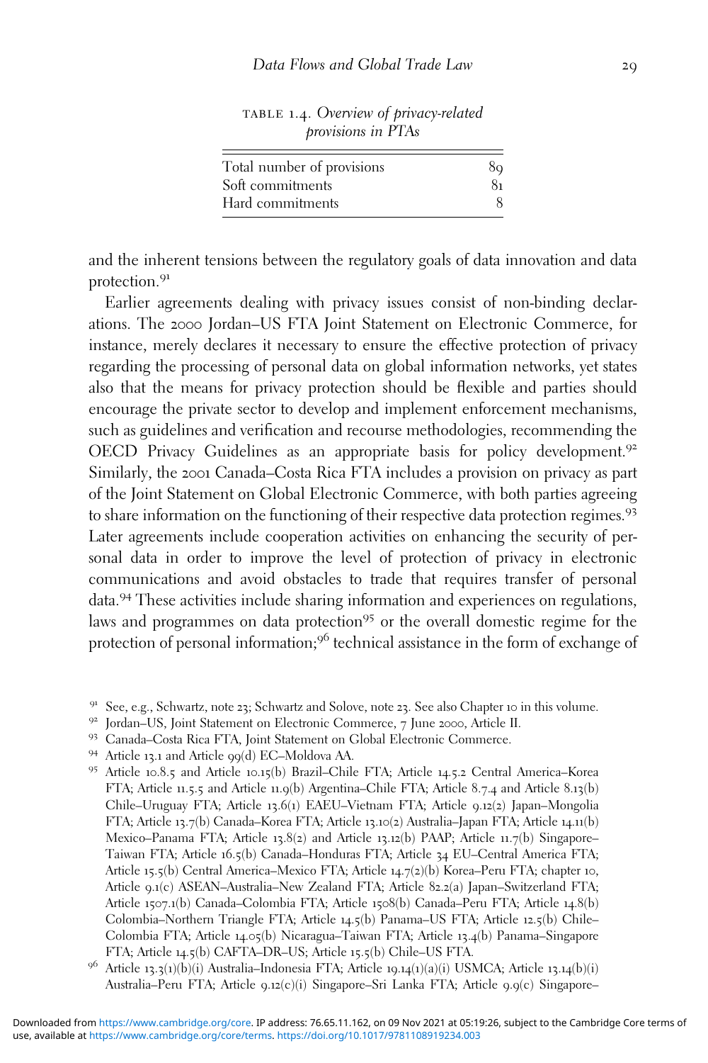TABLE 1.4. *Overview of privacy-related provisions in PTAs*

| | |
|---|---|
| Total number of provisions | 89 |
| Soft commitments | 81 |
| Hard commitments | 8 |

and the inherent tensions between the regulatory goals of data innovation and data protection.[91]

Earlier agreements dealing with privacy issues consist of non-binding declarations. The 2000 Jordan–US FTA Joint Statement on Electronic Commerce, for instance, merely declares it necessary to ensure the effective protection of privacy regarding the processing of personal data on global information networks, yet states also that the means for privacy protection should be flexible and parties should encourage the private sector to develop and implement enforcement mechanisms, such as guidelines and verification and recourse methodologies, recommending the OECD Privacy Guidelines as an appropriate basis for policy development.[92] Similarly, the 2001 Canada–Costa Rica FTA includes a provision on privacy as part of the Joint Statement on Global Electronic Commerce, with both parties agreeing to share information on the functioning of their respective data protection regimes.[93] Later agreements include cooperation activities on enhancing the security of personal data in order to improve the level of protection of privacy in electronic communications and avoid obstacles to trade that requires transfer of personal data.[94] These activities include sharing information and experiences on regulations, laws and programmes on data protection[95] or the overall domestic regime for the protection of personal information;[96] technical assistance in the form of exchange of

[91] See, e.g., Schwartz, note 23; Schwartz and Solove, note 23. See also Chapter 10 in this volume.

[92] Jordan–US, Joint Statement on Electronic Commerce, 7 June 2000, Article II.

[93] Canada–Costa Rica FTA, Joint Statement on Global Electronic Commerce.

[94] Article 13.1 and Article 99(d) EC–Moldova AA.

[95] Article 10.8.5 and Article 10.15(b) Brazil–Chile FTA; Article 14.5.2 Central America–Korea FTA; Article 11.5.5 and Article 11.9(b) Argentina–Chile FTA; Article 8.7.4 and Article 8.13(b) Chile–Uruguay FTA; Article 13.6(1) EAEU–Vietnam FTA; Article 9.12(2) Japan–Mongolia FTA; Article 13.7(b) Canada–Korea FTA; Article 13.10(2) Australia–Japan FTA; Article 14.11(b) Mexico–Panama FTA; Article 13.8(2) and Article 13.12(b) PAAP; Article 11.7(b) Singapore–Taiwan FTA; Article 16.5(b) Canada–Honduras FTA; Article 34 EU–Central America FTA; Article 15.5(b) Central America–Mexico FTA; Article 14.7(2)(b) Korea–Peru FTA; chapter 10, Article 9.1(c) ASEAN–Australia–New Zealand FTA; Article 82.2(a) Japan–Switzerland FTA; Article 1507.1(b) Canada–Colombia FTA; Article 1508(b) Canada–Peru FTA; Article 14.8(b) Colombia–Northern Triangle FTA; Article 14.5(b) Panama–US FTA; Article 12.5(b) Chile–Colombia FTA; Article 14.05(b) Nicaragua–Taiwan FTA; Article 13.4(b) Panama–Singapore FTA; Article 14.5(b) CAFTA–DR–US; Article 15.5(b) Chile–US FTA.

[96] Article 13.3(1)(b)(i) Australia–Indonesia FTA; Article 19.14(1)(a)(i) USMCA; Article 13.14(b)(i) Australia–Peru FTA; Article 9.12(c)(i) Singapore–Sri Lanka FTA; Article 9.9(c) Singapore–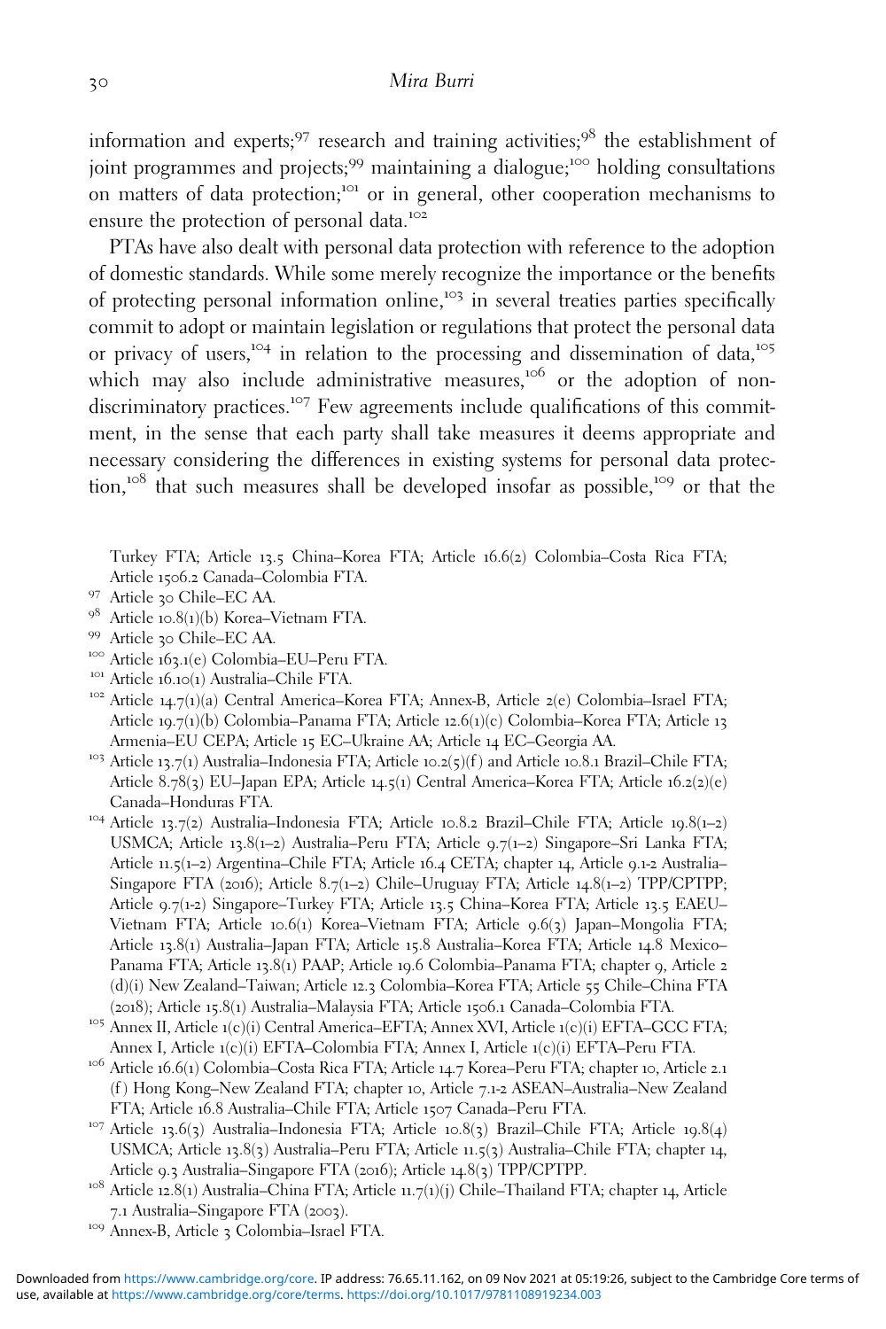information and experts;[97] research and training activities;[98] the establishment of joint programmes and projects;[99] maintaining a dialogue;[100] holding consultations on matters of data protection;[101] or in general, other cooperation mechanisms to ensure the protection of personal data.[102]

PTAs have also dealt with personal data protection with reference to the adoption of domestic standards. While some merely recognize the importance or the benefits of protecting personal information online,[103] in several treaties parties specifically commit to adopt or maintain legislation or regulations that protect the personal data or privacy of users,[104] in relation to the processing and dissemination of data,[105] which may also include administrative measures,[106] or the adoption of non-discriminatory practices.[107] Few agreements include qualifications of this commitment, in the sense that each party shall take measures it deems appropriate and necessary considering the differences in existing systems for personal data protection,[108] that such measures shall be developed insofar as possible,[109] or that the

Turkey FTA; Article 13.5 China–Korea FTA; Article 16.6(2) Colombia–Costa Rica FTA; Article 1506.2 Canada–Colombia FTA.

[97] Article 30 Chile–EC AA.

[98] Article 10.8(1)(b) Korea–Vietnam FTA.

[99] Article 30 Chile–EC AA.

[100] Article 163.1(e) Colombia–EU–Peru FTA.

[101] Article 16.10(1) Australia–Chile FTA.

[102] Article 14.7(1)(a) Central America–Korea FTA; Annex-B, Article 2(e) Colombia–Israel FTA; Article 19.7(1)(b) Colombia–Panama FTA; Article 12.6(1)(c) Colombia–Korea FTA; Article 13 Armenia–EU CEPA; Article 15 EC–Ukraine AA; Article 14 EC–Georgia AA.

[103] Article 13.7(1) Australia–Indonesia FTA; Article 10.2(5)(f) and Article 10.8.1 Brazil–Chile FTA; Article 8.78(3) EU–Japan EPA; Article 14.5(1) Central America–Korea FTA; Article 16.2(2)(e) Canada–Honduras FTA.

[104] Article 13.7(2) Australia–Indonesia FTA; Article 10.8.2 Brazil–Chile FTA; Article 19.8(1–2) USMCA; Article 13.8(1–2) Australia–Peru FTA; Article 9.7(1–2) Singapore–Sri Lanka FTA; Article 11.5(1–2) Argentina–Chile FTA; Article 16.4 CETA; chapter 14, Article 9.1-2 Australia–Singapore FTA (2016); Article 8.7(1–2) Chile–Uruguay FTA; Article 14.8(1–2) TPP/CPTPP; Article 9.7(1-2) Singapore–Turkey FTA; Article 13.5 China–Korea FTA; Article 13.5 EAEU–Vietnam FTA; Article 10.6(1) Korea–Vietnam FTA; Article 9.6(3) Japan–Mongolia FTA; Article 13.8(1) Australia–Japan FTA; Article 15.8 Australia–Korea FTA; Article 14.8 Mexico–Panama FTA; Article 13.8(1) PAAP; Article 19.6 Colombia–Panama FTA; chapter 9, Article 2 (d)(i) New Zealand–Taiwan; Article 12.3 Colombia–Korea FTA; Article 55 Chile–China FTA (2018); Article 15.8(1) Australia–Malaysia FTA; Article 1506.1 Canada–Colombia FTA.

[105] Annex II, Article 1(c)(i) Central America–EFTA; Annex XVI, Article 1(c)(i) EFTA–GCC FTA; Annex I, Article 1(c)(i) EFTA–Colombia FTA; Annex I, Article 1(c)(i) EFTA–Peru FTA.

[106] Article 16.6(1) Colombia–Costa Rica FTA; Article 14.7 Korea–Peru FTA; chapter 10, Article 2.1 (f) Hong Kong–New Zealand FTA; chapter 10, Article 7.1-2 ASEAN–Australia–New Zealand FTA; Article 16.8 Australia–Chile FTA; Article 1507 Canada–Peru FTA.

[107] Article 13.6(3) Australia–Indonesia FTA; Article 10.8(3) Brazil–Chile FTA; Article 19.8(4) USMCA; Article 13.8(3) Australia–Peru FTA; Article 11.5(3) Australia–Chile FTA; chapter 14, Article 9.3 Australia–Singapore FTA (2016); Article 14.8(3) TPP/CPTPP.

[108] Article 12.8(1) Australia–China FTA; Article 11.7(1)(j) Chile–Thailand FTA; chapter 14, Article 7.1 Australia–Singapore FTA (2003).

[109] Annex-B, Article 3 Colombia–Israel FTA.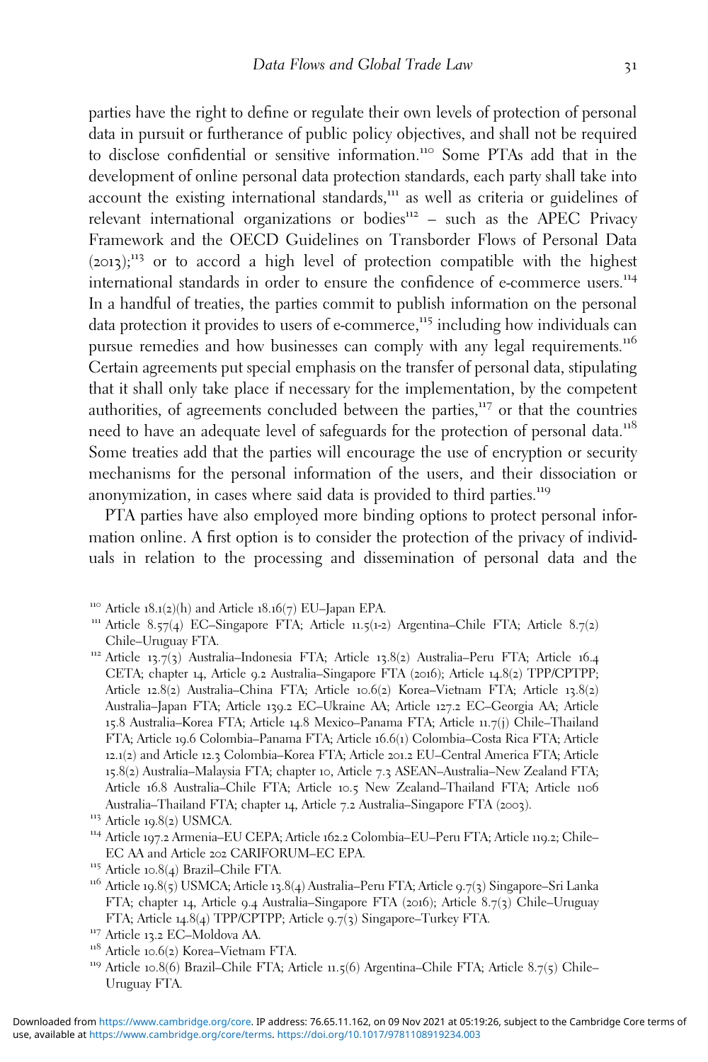parties have the right to define or regulate their own levels of protection of personal data in pursuit or furtherance of public policy objectives, and shall not be required to disclose confidential or sensitive information.[110] Some PTAs add that in the development of online personal data protection standards, each party shall take into account the existing international standards,[111] as well as criteria or guidelines of relevant international organizations or bodies[112] – such as the APEC Privacy Framework and the OECD Guidelines on Transborder Flows of Personal Data (2013);[113] or to accord a high level of protection compatible with the highest international standards in order to ensure the confidence of e-commerce users.[114] In a handful of treaties, the parties commit to publish information on the personal data protection it provides to users of e-commerce,[115] including how individuals can pursue remedies and how businesses can comply with any legal requirements.[116] Certain agreements put special emphasis on the transfer of personal data, stipulating that it shall only take place if necessary for the implementation, by the competent authorities, of agreements concluded between the parties,[117] or that the countries need to have an adequate level of safeguards for the protection of personal data.[118] Some treaties add that the parties will encourage the use of encryption or security mechanisms for the personal information of the users, and their dissociation or anonymization, in cases where said data is provided to third parties.[119]

PTA parties have also employed more binding options to protect personal information online. A first option is to consider the protection of the privacy of individuals in relation to the processing and dissemination of personal data and the

[110] Article 18.1(2)(h) and Article 18.16(7) EU–Japan EPA.

[111] Article 8.57(4) EC–Singapore FTA; Article 11.5(1-2) Argentina–Chile FTA; Article 8.7(2) Chile–Uruguay FTA.

[112] Article 13.7(3) Australia–Indonesia FTA; Article 13.8(2) Australia–Peru FTA; Article 16.4 CETA; chapter 14, Article 9.2 Australia–Singapore FTA (2016); Article 14.8(2) TPP/CPTPP; Article 12.8(2) Australia–China FTA; Article 10.6(2) Korea–Vietnam FTA; Article 13.8(2) Australia–Japan FTA; Article 139.2 EC–Ukraine AA; Article 127.2 EC–Georgia AA; Article 15.8 Australia–Korea FTA; Article 14.8 Mexico–Panama FTA; Article 11.7(j) Chile–Thailand FTA; Article 19.6 Colombia–Panama FTA; Article 16.6(1) Colombia–Costa Rica FTA; Article 12.1(2) and Article 12.3 Colombia–Korea FTA; Article 201.2 EU–Central America FTA; Article 15.8(2) Australia–Malaysia FTA; chapter 10, Article 7.3 ASEAN–Australia–New Zealand FTA; Article 16.8 Australia–Chile FTA; Article 10.5 New Zealand–Thailand FTA; Article 1106 Australia–Thailand FTA; chapter 14, Article 7.2 Australia–Singapore FTA (2003).

[113] Article 19.8(2) USMCA.

[114] Article 197.2 Armenia–EU CEPA; Article 162.2 Colombia–EU–Peru FTA; Article 119.2; Chile–EC AA and Article 202 CARIFORUM–EC EPA.

[115] Article 10.8(4) Brazil–Chile FTA.

[116] Article 19.8(5) USMCA; Article 13.8(4) Australia–Peru FTA; Article 9.7(3) Singapore–Sri Lanka FTA; chapter 14, Article 9.4 Australia–Singapore FTA (2016); Article 8.7(3) Chile–Uruguay FTA; Article 14.8(4) TPP/CPTPP; Article 9.7(3) Singapore–Turkey FTA.

[117] Article 13.2 EC–Moldova AA.

[118] Article 10.6(2) Korea–Vietnam FTA.

[119] Article 10.8(6) Brazil–Chile FTA; Article 11.5(6) Argentina–Chile FTA; Article 8.7(5) Chile–Uruguay FTA.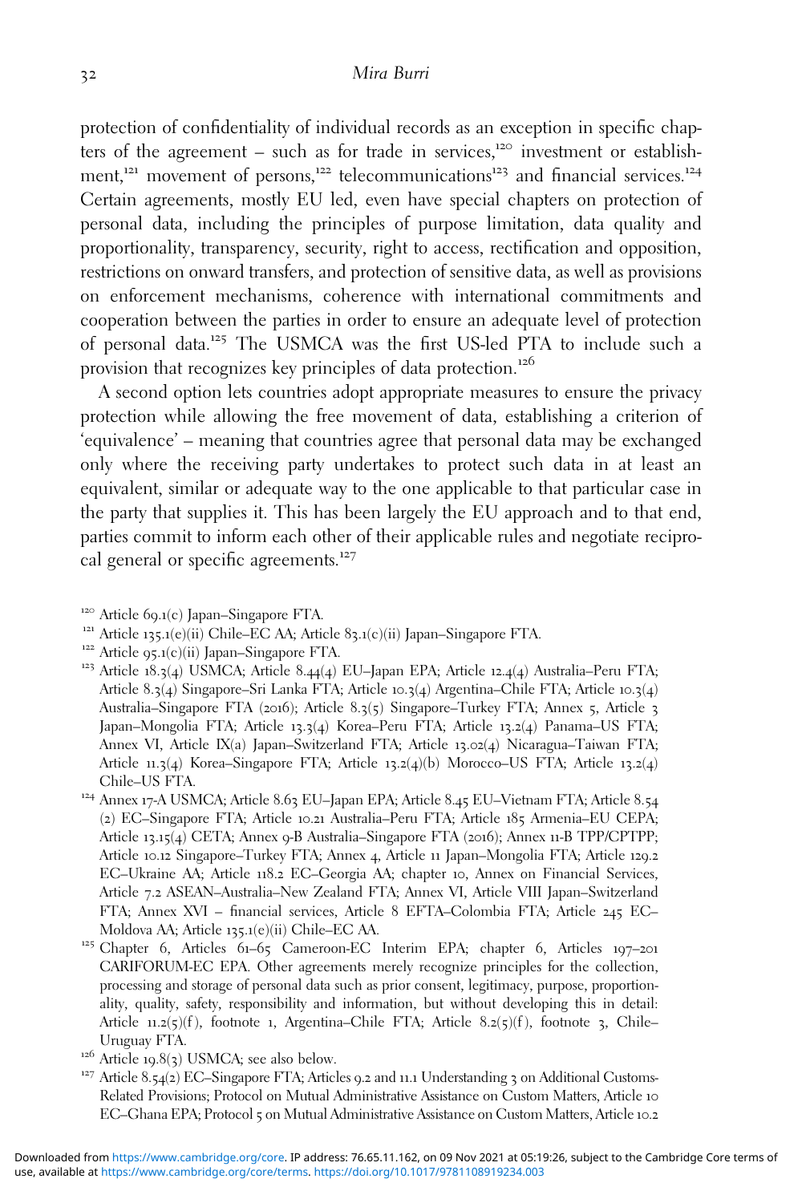protection of confidentiality of individual records as an exception in specific chapters of the agreement – such as for trade in services,[120] investment or establishment,[121] movement of persons,[122] telecommunications[123] and financial services.[124] Certain agreements, mostly EU led, even have special chapters on protection of personal data, including the principles of purpose limitation, data quality and proportionality, transparency, security, right to access, rectification and opposition, restrictions on onward transfers, and protection of sensitive data, as well as provisions on enforcement mechanisms, coherence with international commitments and cooperation between the parties in order to ensure an adequate level of protection of personal data.[125] The USMCA was the first US-led PTA to include such a provision that recognizes key principles of data protection.[126]

A second option lets countries adopt appropriate measures to ensure the privacy protection while allowing the free movement of data, establishing a criterion of 'equivalence' – meaning that countries agree that personal data may be exchanged only where the receiving party undertakes to protect such data in at least an equivalent, similar or adequate way to the one applicable to that particular case in the party that supplies it. This has been largely the EU approach and to that end, parties commit to inform each other of their applicable rules and negotiate reciprocal general or specific agreements.[127]

[120] Article 69.1(c) Japan–Singapore FTA.

[121] Article 135.1(e)(ii) Chile–EC AA; Article 83.1(c)(ii) Japan–Singapore FTA.

[122] Article 95.1(c)(ii) Japan–Singapore FTA.

[123] Article 18.3(4) USMCA; Article 8.44(4) EU–Japan EPA; Article 12.4(4) Australia–Peru FTA; Article 8.3(4) Singapore–Sri Lanka FTA; Article 10.3(4) Argentina–Chile FTA; Article 10.3(4) Australia–Singapore FTA (2016); Article 8.3(5) Singapore–Turkey FTA; Annex 5, Article 3 Japan–Mongolia FTA; Article 13.3(4) Korea–Peru FTA; Article 13.2(4) Panama–US FTA; Annex VI, Article IX(a) Japan–Switzerland FTA; Article 13.02(4) Nicaragua–Taiwan FTA; Article 11.3(4) Korea–Singapore FTA; Article 13.2(4)(b) Morocco–US FTA; Article 13.2(4) Chile–US FTA.

[124] Annex 17-A USMCA; Article 8.63 EU–Japan EPA; Article 8.45 EU–Vietnam FTA; Article 8.54 (2) EC–Singapore FTA; Article 10.21 Australia–Peru FTA; Article 185 Armenia–EU CEPA; Article 13.15(4) CETA; Annex 9-B Australia–Singapore FTA (2016); Annex 11-B TPP/CPTPP; Article 10.12 Singapore–Turkey FTA; Annex 4, Article 11 Japan–Mongolia FTA; Article 129.2 EC–Ukraine AA; Article 118.2 EC–Georgia AA; chapter 10, Annex on Financial Services, Article 7.2 ASEAN–Australia–New Zealand FTA; Annex VI, Article VIII Japan–Switzerland FTA; Annex XVI – financial services, Article 8 EFTA–Colombia FTA; Article 245 EC–Moldova AA; Article 135.1(e)(ii) Chile–EC AA.

[125] Chapter 6, Articles 61–65 Cameroon-EC Interim EPA; chapter 6, Articles 197–201 CARIFORUM-EC EPA. Other agreements merely recognize principles for the collection, processing and storage of personal data such as prior consent, legitimacy, purpose, proportionality, quality, safety, responsibility and information, but without developing this in detail: Article 11.2(5)(f), footnote 1, Argentina–Chile FTA; Article 8.2(5)(f), footnote 3, Chile–Uruguay FTA.

[126] Article 19.8(3) USMCA; see also below.

[127] Article 8.54(2) EC–Singapore FTA; Articles 9.2 and 11.1 Understanding 3 on Additional Customs-Related Provisions; Protocol on Mutual Administrative Assistance on Custom Matters, Article 10 EC–Ghana EPA; Protocol 5 on Mutual Administrative Assistance on Custom Matters, Article 10.2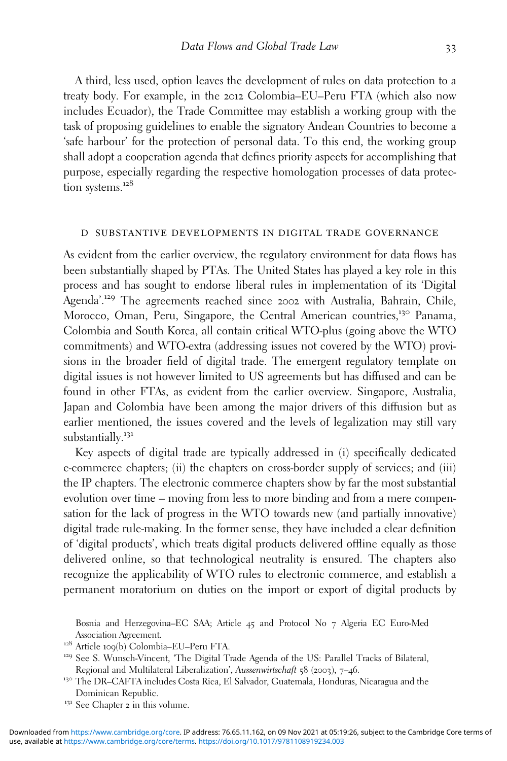A third, less used, option leaves the development of rules on data protection to a treaty body. For example, in the 2012 Colombia–EU–Peru FTA (which also now includes Ecuador), the Trade Committee may establish a working group with the task of proposing guidelines to enable the signatory Andean Countries to become a 'safe harbour' for the protection of personal data. To this end, the working group shall adopt a cooperation agenda that defines priority aspects for accomplishing that purpose, especially regarding the respective homologation processes of data protection systems.[128]

## D SUBSTANTIVE DEVELOPMENTS IN DIGITAL TRADE GOVERNANCE

As evident from the earlier overview, the regulatory environment for data flows has been substantially shaped by PTAs. The United States has played a key role in this process and has sought to endorse liberal rules in implementation of its 'Digital Agenda'.[129] The agreements reached since 2002 with Australia, Bahrain, Chile, Morocco, Oman, Peru, Singapore, the Central American countries,[130] Panama, Colombia and South Korea, all contain critical WTO-plus (going above the WTO commitments) and WTO-extra (addressing issues not covered by the WTO) provisions in the broader field of digital trade. The emergent regulatory template on digital issues is not however limited to US agreements but has diffused and can be found in other FTAs, as evident from the earlier overview. Singapore, Australia, Japan and Colombia have been among the major drivers of this diffusion but as earlier mentioned, the issues covered and the levels of legalization may still vary substantially.[131]

Key aspects of digital trade are typically addressed in (i) specifically dedicated e-commerce chapters; (ii) the chapters on cross-border supply of services; and (iii) the IP chapters. The electronic commerce chapters show by far the most substantial evolution over time – moving from less to more binding and from a mere compensation for the lack of progress in the WTO towards new (and partially innovative) digital trade rule-making. In the former sense, they have included a clear definition of 'digital products', which treats digital products delivered offline equally as those delivered online, so that technological neutrality is ensured. The chapters also recognize the applicability of WTO rules to electronic commerce, and establish a permanent moratorium on duties on the import or export of digital products by

Bosnia and Herzegovina–EC SAA; Article 45 and Protocol No 7 Algeria EC Euro-Med Association Agreement.

[128] Article 109(b) Colombia–EU–Peru FTA.

[129] See S. Wunsch-Vincent, 'The Digital Trade Agenda of the US: Parallel Tracks of Bilateral, Regional and Multilateral Liberalization', *Aussenwirtschaft* 58 (2003), 7–46.

[130] The DR–CAFTA includes Costa Rica, El Salvador, Guatemala, Honduras, Nicaragua and the Dominican Republic.

[131] See Chapter 2 in this volume.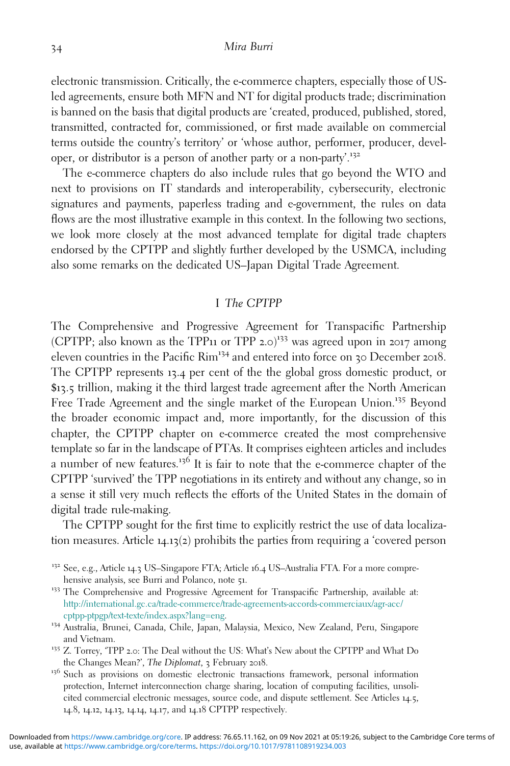electronic transmission. Critically, the e-commerce chapters, especially those of US-led agreements, ensure both MFN and NT for digital products trade; discrimination is banned on the basis that digital products are 'created, produced, published, stored, transmitted, contracted for, commissioned, or first made available on commercial terms outside the country's territory' or 'whose author, performer, producer, developer, or distributor is a person of another party or a non-party'.[132]

The e-commerce chapters do also include rules that go beyond the WTO and next to provisions on IT standards and interoperability, cybersecurity, electronic signatures and payments, paperless trading and e-government, the rules on data flows are the most illustrative example in this context. In the following two sections, we look more closely at the most advanced template for digital trade chapters endorsed by the CPTPP and slightly further developed by the USMCA, including also some remarks on the dedicated US–Japan Digital Trade Agreement.

## I *The CPTPP*

The Comprehensive and Progressive Agreement for Transpacific Partnership (CPTPP; also known as the TPP11 or TPP 2.0)[133] was agreed upon in 2017 among eleven countries in the Pacific Rim[134] and entered into force on 30 December 2018. The CPTPP represents 13.4 per cent of the the global gross domestic product, or $13.5 trillion, making it the third largest trade agreement after the North American Free Trade Agreement and the single market of the European Union.[135] Beyond the broader economic impact and, more importantly, for the discussion of this chapter, the CPTPP chapter on e-commerce created the most comprehensive template so far in the landscape of PTAs. It comprises eighteen articles and includes a number of new features.[136] It is fair to note that the e-commerce chapter of the CPTPP 'survived' the TPP negotiations in its entirety and without any change, so in a sense it still very much reflects the efforts of the United States in the domain of digital trade rule-making.

The CPTPP sought for the first time to explicitly restrict the use of data localization measures. Article 14.13(2) prohibits the parties from requiring a 'covered person

---

[132] See, e.g., Article 14.3 US–Singapore FTA; Article 16.4 US–Australia FTA. For a more comprehensive analysis, see Burri and Polanco, note 51.

[133] The Comprehensive and Progressive Agreement for Transpacific Partnership, available at: http://international.gc.ca/trade-commerce/trade-agreements-accords-commerciaux/agr-acc/cptpp-ptpgp/text-texte/index.aspx?lang=eng.

[134] Australia, Brunei, Canada, Chile, Japan, Malaysia, Mexico, New Zealand, Peru, Singapore and Vietnam.

[135] Z. Torrey, 'TPP 2.0: The Deal without the US: What's New about the CPTPP and What Do the Changes Mean?', *The Diplomat*, 3 February 2018.

[136] Such as provisions on domestic electronic transactions framework, personal information protection, Internet interconnection charge sharing, location of computing facilities, unsolicited commercial electronic messages, source code, and dispute settlement. See Articles 14.5, 14.8, 14.12, 14.13, 14.14, 14.17, and 14.18 CPTPP respectively.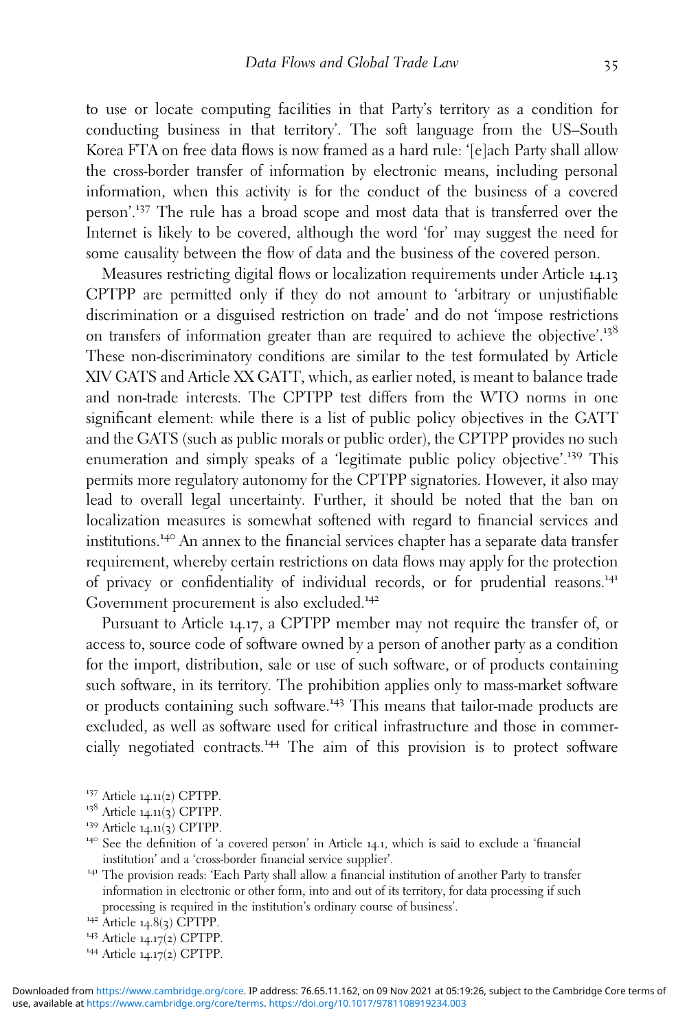to use or locate computing facilities in that Party's territory as a condition for conducting business in that territory'. The soft language from the US–South Korea FTA on free data flows is now framed as a hard rule: '[e]ach Party shall allow the cross-border transfer of information by electronic means, including personal information, when this activity is for the conduct of the business of a covered person'.[137] The rule has a broad scope and most data that is transferred over the Internet is likely to be covered, although the word 'for' may suggest the need for some causality between the flow of data and the business of the covered person.

Measures restricting digital flows or localization requirements under Article 14.13 CPTPP are permitted only if they do not amount to 'arbitrary or unjustifiable discrimination or a disguised restriction on trade' and do not 'impose restrictions on transfers of information greater than are required to achieve the objective'.[138] These non-discriminatory conditions are similar to the test formulated by Article XIV GATS and Article XX GATT, which, as earlier noted, is meant to balance trade and non-trade interests. The CPTPP test differs from the WTO norms in one significant element: while there is a list of public policy objectives in the GATT and the GATS (such as public morals or public order), the CPTPP provides no such enumeration and simply speaks of a 'legitimate public policy objective'.[139] This permits more regulatory autonomy for the CPTPP signatories. However, it also may lead to overall legal uncertainty. Further, it should be noted that the ban on localization measures is somewhat softened with regard to financial services and institutions.[140] An annex to the financial services chapter has a separate data transfer requirement, whereby certain restrictions on data flows may apply for the protection of privacy or confidentiality of individual records, or for prudential reasons.[141] Government procurement is also excluded.[142]

Pursuant to Article 14.17, a CPTPP member may not require the transfer of, or access to, source code of software owned by a person of another party as a condition for the import, distribution, sale or use of such software, or of products containing such software, in its territory. The prohibition applies only to mass-market software or products containing such software.[143] This means that tailor-made products are excluded, as well as software used for critical infrastructure and those in commercially negotiated contracts.[144] The aim of this provision is to protect software

[137] Article 14.11(2) CPTPP.

[138] Article 14.11(3) CPTPP.

[139] Article 14.11(3) CPTPP.

[140] See the definition of 'a covered person' in Article 14.1, which is said to exclude a 'financial institution' and a 'cross-border financial service supplier'.

[141] The provision reads: 'Each Party shall allow a financial institution of another Party to transfer information in electronic or other form, into and out of its territory, for data processing if such processing is required in the institution's ordinary course of business'.

[142] Article 14.8(3) CPTPP.

[143] Article 14.17(2) CPTPP.

[144] Article 14.17(2) CPTPP.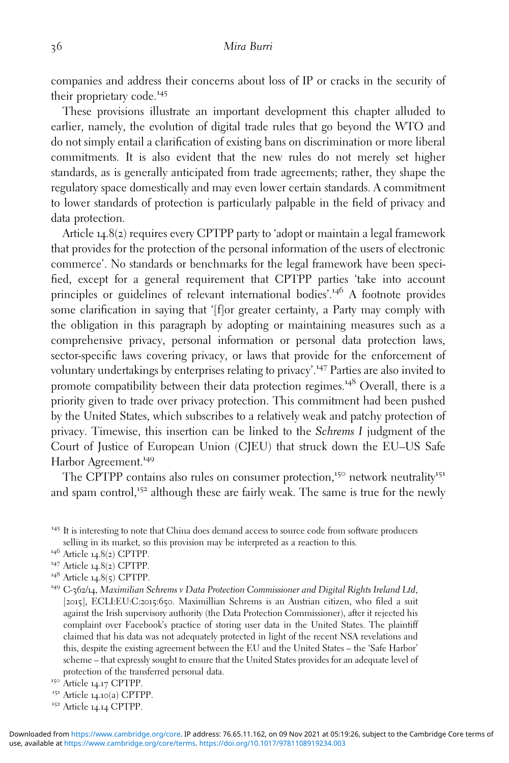companies and address their concerns about loss of IP or cracks in the security of their proprietary code.[145]

These provisions illustrate an important development this chapter alluded to earlier, namely, the evolution of digital trade rules that go beyond the WTO and do not simply entail a clarification of existing bans on discrimination or more liberal commitments. It is also evident that the new rules do not merely set higher standards, as is generally anticipated from trade agreements; rather, they shape the regulatory space domestically and may even lower certain standards. A commitment to lower standards of protection is particularly palpable in the field of privacy and data protection.

Article 14.8(2) requires every CPTPP party to 'adopt or maintain a legal framework that provides for the protection of the personal information of the users of electronic commerce'. No standards or benchmarks for the legal framework have been specified, except for a general requirement that CPTPP parties 'take into account principles or guidelines of relevant international bodies'.[146] A footnote provides some clarification in saying that '[f]or greater certainty, a Party may comply with the obligation in this paragraph by adopting or maintaining measures such as a comprehensive privacy, personal information or personal data protection laws, sector-specific laws covering privacy, or laws that provide for the enforcement of voluntary undertakings by enterprises relating to privacy'.[147] Parties are also invited to promote compatibility between their data protection regimes.[148] Overall, there is a priority given to trade over privacy protection. This commitment had been pushed by the United States, which subscribes to a relatively weak and patchy protection of privacy. Timewise, this insertion can be linked to the *Schrems I* judgment of the Court of Justice of European Union (CJEU) that struck down the EU–US Safe Harbor Agreement.[149]

The CPTPP contains also rules on consumer protection,[150] network neutrality[151] and spam control,[152] although these are fairly weak. The same is true for the newly

[145] It is interesting to note that China does demand access to source code from software producers selling in its market, so this provision may be interpreted as a reaction to this.

[146] Article 14.8(2) CPTPP.

[147] Article 14.8(2) CPTPP.

[148] Article 14.8(5) CPTPP.

[149] C-362/14, *Maximilian Schrems v Data Protection Commissioner and Digital Rights Ireland Ltd*, [2015], ECLI:EU:C:2015:650. Maximillian Schrems is an Austrian citizen, who filed a suit against the Irish supervisory authority (the Data Protection Commissioner), after it rejected his complaint over Facebook's practice of storing user data in the United States. The plaintiff claimed that his data was not adequately protected in light of the recent NSA revelations and this, despite the existing agreement between the EU and the United States – the 'Safe Harbor' scheme – that expressly sought to ensure that the United States provides for an adequate level of protection of the transferred personal data.

[150] Article 14.17 CPTPP.

[151] Article 14.10(a) CPTPP.

[152] Article 14.14 CPTPP.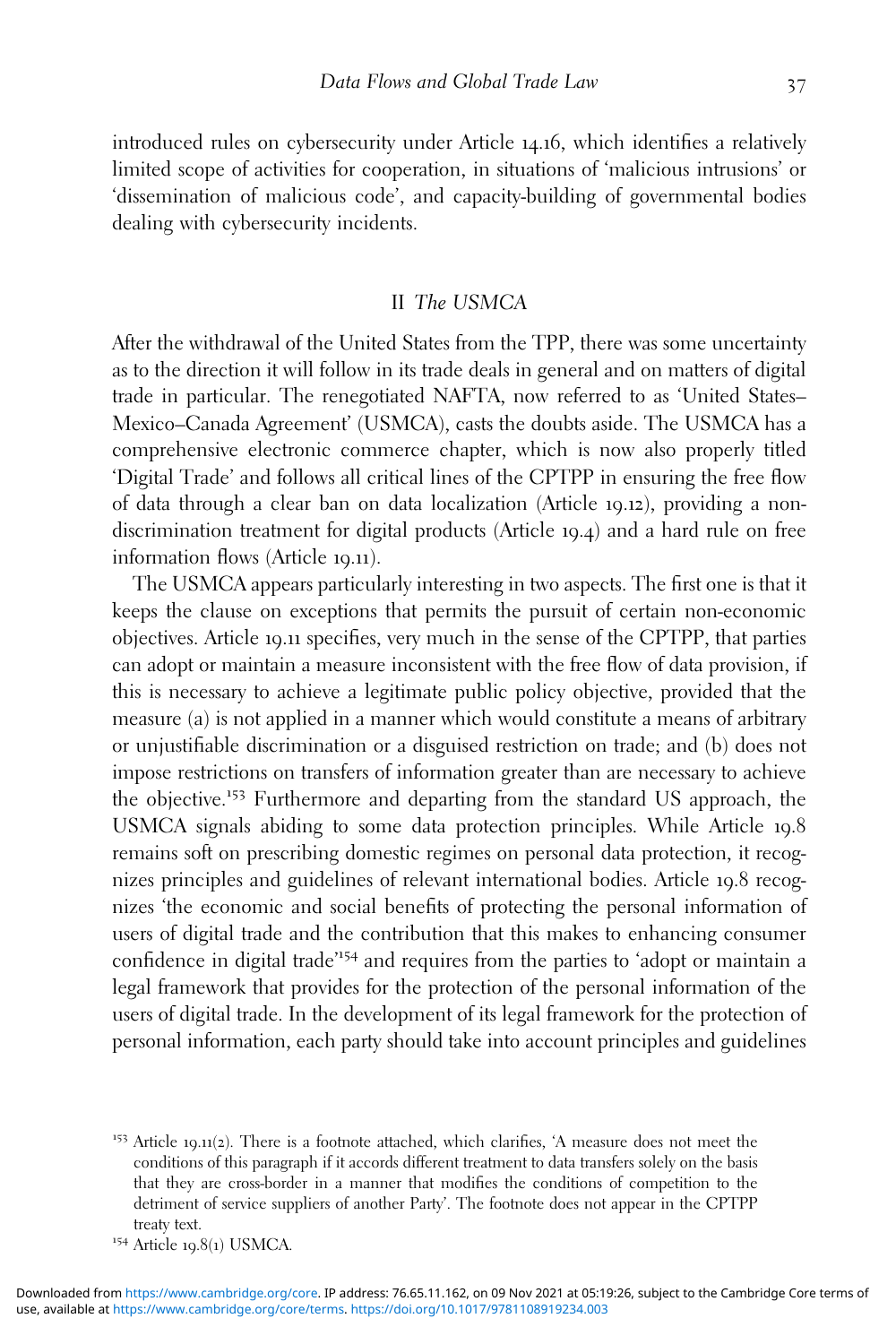introduced rules on cybersecurity under Article 14.16, which identifies a relatively limited scope of activities for cooperation, in situations of 'malicious intrusions' or 'dissemination of malicious code', and capacity-building of governmental bodies dealing with cybersecurity incidents.

## II *The USMCA*

After the withdrawal of the United States from the TPP, there was some uncertainty as to the direction it will follow in its trade deals in general and on matters of digital trade in particular. The renegotiated NAFTA, now referred to as 'United States–Mexico–Canada Agreement' (USMCA), casts the doubts aside. The USMCA has a comprehensive electronic commerce chapter, which is now also properly titled 'Digital Trade' and follows all critical lines of the CPTPP in ensuring the free flow of data through a clear ban on data localization (Article 19.12), providing a non-discrimination treatment for digital products (Article 19.4) and a hard rule on free information flows (Article 19.11).

The USMCA appears particularly interesting in two aspects. The first one is that it keeps the clause on exceptions that permits the pursuit of certain non-economic objectives. Article 19.11 specifies, very much in the sense of the CPTPP, that parties can adopt or maintain a measure inconsistent with the free flow of data provision, if this is necessary to achieve a legitimate public policy objective, provided that the measure (a) is not applied in a manner which would constitute a means of arbitrary or unjustifiable discrimination or a disguised restriction on trade; and (b) does not impose restrictions on transfers of information greater than are necessary to achieve the objective.[153] Furthermore and departing from the standard US approach, the USMCA signals abiding to some data protection principles. While Article 19.8 remains soft on prescribing domestic regimes on personal data protection, it recognizes principles and guidelines of relevant international bodies. Article 19.8 recognizes 'the economic and social benefits of protecting the personal information of users of digital trade and the contribution that this makes to enhancing consumer confidence in digital trade'[154] and requires from the parties to 'adopt or maintain a legal framework that provides for the protection of the personal information of the users of digital trade. In the development of its legal framework for the protection of personal information, each party should take into account principles and guidelines

---

[153] Article 19.11(2). There is a footnote attached, which clarifies, 'A measure does not meet the conditions of this paragraph if it accords different treatment to data transfers solely on the basis that they are cross-border in a manner that modifies the conditions of competition to the detriment of service suppliers of another Party'. The footnote does not appear in the CPTPP treaty text.

[154] Article 19.8(1) USMCA.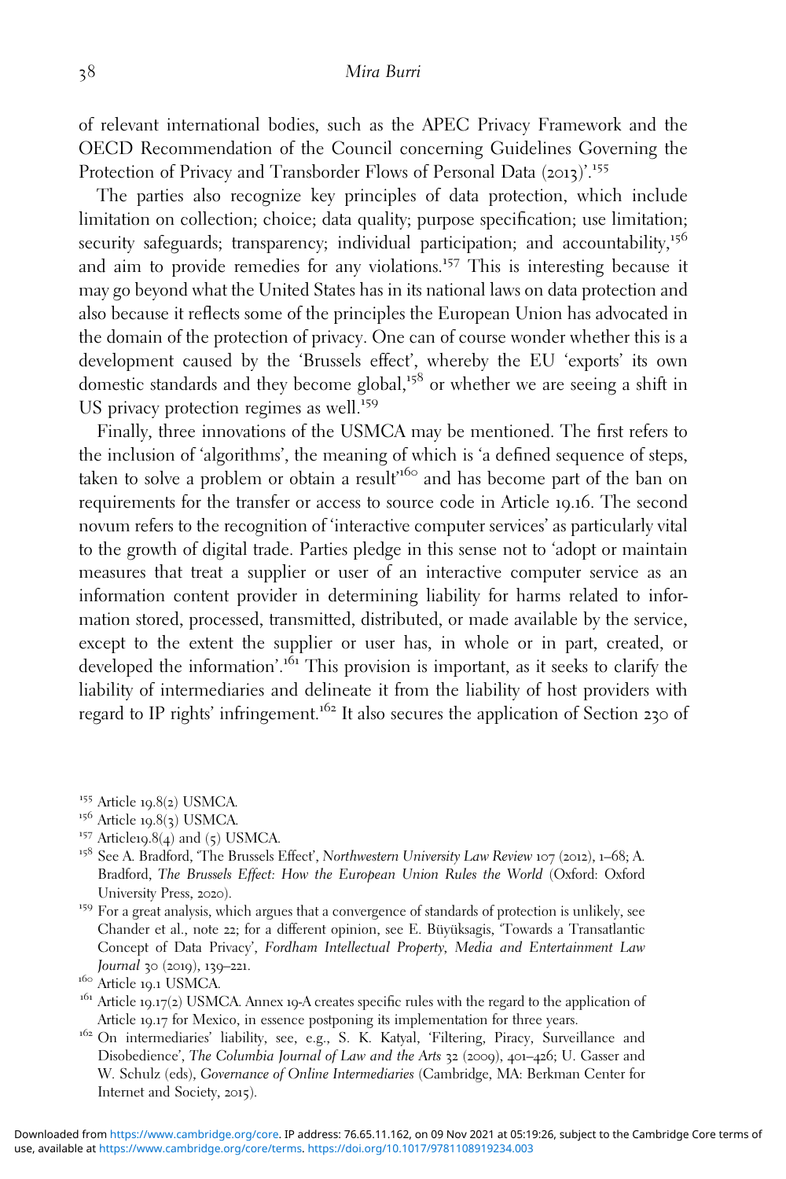of relevant international bodies, such as the APEC Privacy Framework and the OECD Recommendation of the Council concerning Guidelines Governing the Protection of Privacy and Transborder Flows of Personal Data (2013)'.[155]

The parties also recognize key principles of data protection, which include limitation on collection; choice; data quality; purpose specification; use limitation; security safeguards; transparency; individual participation; and accountability,[156] and aim to provide remedies for any violations.[157] This is interesting because it may go beyond what the United States has in its national laws on data protection and also because it reflects some of the principles the European Union has advocated in the domain of the protection of privacy. One can of course wonder whether this is a development caused by the 'Brussels effect', whereby the EU 'exports' its own domestic standards and they become global,[158] or whether we are seeing a shift in US privacy protection regimes as well.[159]

Finally, three innovations of the USMCA may be mentioned. The first refers to the inclusion of 'algorithms', the meaning of which is 'a defined sequence of steps, taken to solve a problem or obtain a result'[160] and has become part of the ban on requirements for the transfer or access to source code in Article 19.16. The second novum refers to the recognition of 'interactive computer services' as particularly vital to the growth of digital trade. Parties pledge in this sense not to 'adopt or maintain measures that treat a supplier or user of an interactive computer service as an information content provider in determining liability for harms related to information stored, processed, transmitted, distributed, or made available by the service, except to the extent the supplier or user has, in whole or in part, created, or developed the information'.[161] This provision is important, as it seeks to clarify the liability of intermediaries and delineate it from the liability of host providers with regard to IP rights' infringement.[162] It also secures the application of Section 230 of

[155] Article 19.8(2) USMCA.

[156] Article 19.8(3) USMCA.

[157] Article19.8(4) and (5) USMCA.

[158] See A. Bradford, 'The Brussels Effect', *Northwestern University Law Review* 107 (2012), 1–68; A. Bradford, *The Brussels Effect: How the European Union Rules the World* (Oxford: Oxford University Press, 2020).

[159] For a great analysis, which argues that a convergence of standards of protection is unlikely, see Chander et al., note 22; for a different opinion, see E. Büyüksagis, 'Towards a Transatlantic Concept of Data Privacy', *Fordham Intellectual Property, Media and Entertainment Law Journal* 30 (2019), 139–221.

[160] Article 19.1 USMCA.

[161] Article 19.17(2) USMCA. Annex 19-A creates specific rules with the regard to the application of Article 19.17 for Mexico, in essence postponing its implementation for three years.

[162] On intermediaries' liability, see, e.g., S. K. Katyal, 'Filtering, Piracy, Surveillance and Disobedience', *The Columbia Journal of Law and the Arts* 32 (2009), 401–426; U. Gasser and W. Schulz (eds), *Governance of Online Intermediaries* (Cambridge, MA: Berkman Center for Internet and Society, 2015).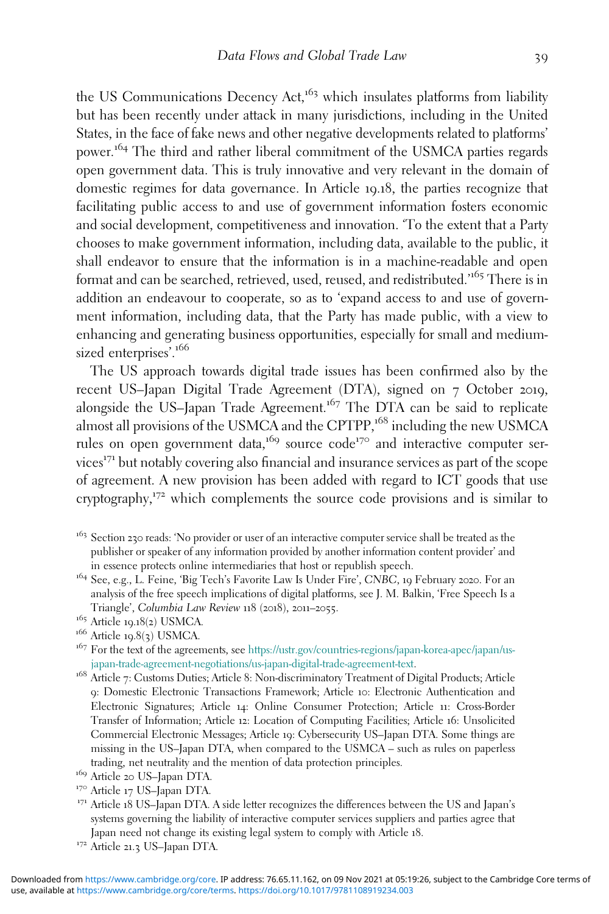the US Communications Decency Act,[163] which insulates platforms from liability but has been recently under attack in many jurisdictions, including in the United States, in the face of fake news and other negative developments related to platforms' power.[164] The third and rather liberal commitment of the USMCA parties regards open government data. This is truly innovative and very relevant in the domain of domestic regimes for data governance. In Article 19.18, the parties recognize that facilitating public access to and use of government information fosters economic and social development, competitiveness and innovation. 'To the extent that a Party chooses to make government information, including data, available to the public, it shall endeavor to ensure that the information is in a machine-readable and open format and can be searched, retrieved, used, reused, and redistributed.'[165] There is in addition an endeavour to cooperate, so as to 'expand access to and use of government information, including data, that the Party has made public, with a view to enhancing and generating business opportunities, especially for small and medium-sized enterprises'.[166]

The US approach towards digital trade issues has been confirmed also by the recent US–Japan Digital Trade Agreement (DTA), signed on 7 October 2019, alongside the US–Japan Trade Agreement.[167] The DTA can be said to replicate almost all provisions of the USMCA and the CPTPP,[168] including the new USMCA rules on open government data,[169] source code[170] and interactive computer services[171] but notably covering also financial and insurance services as part of the scope of agreement. A new provision has been added with regard to ICT goods that use cryptography,[172] which complements the source code provisions and is similar to

[163] Section 230 reads: 'No provider or user of an interactive computer service shall be treated as the publisher or speaker of any information provided by another information content provider' and in essence protects online intermediaries that host or republish speech.

[164] See, e.g., L. Feine, 'Big Tech's Favorite Law Is Under Fire', *CNBC*, 19 February 2020. For an analysis of the free speech implications of digital platforms, see J. M. Balkin, 'Free Speech Is a Triangle', *Columbia Law Review* 118 (2018), 2011–2055.

[165] Article 19.18(2) USMCA.

[166] Article 19.8(3) USMCA.

[167] For the text of the agreements, see https://ustr.gov/countries-regions/japan-korea-apec/japan/us-japan-trade-agreement-negotiations/us-japan-digital-trade-agreement-text.

[168] Article 7: Customs Duties; Article 8: Non-discriminatory Treatment of Digital Products; Article 9: Domestic Electronic Transactions Framework; Article 10: Electronic Authentication and Electronic Signatures; Article 14: Online Consumer Protection; Article 11: Cross-Border Transfer of Information; Article 12: Location of Computing Facilities; Article 16: Unsolicited Commercial Electronic Messages; Article 19: Cybersecurity US–Japan DTA. Some things are missing in the US–Japan DTA, when compared to the USMCA – such as rules on paperless trading, net neutrality and the mention of data protection principles.

[169] Article 20 US–Japan DTA.

[170] Article 17 US–Japan DTA.

[171] Article 18 US–Japan DTA. A side letter recognizes the differences between the US and Japan's systems governing the liability of interactive computer services suppliers and parties agree that Japan need not change its existing legal system to comply with Article 18.

[172] Article 21.3 US–Japan DTA.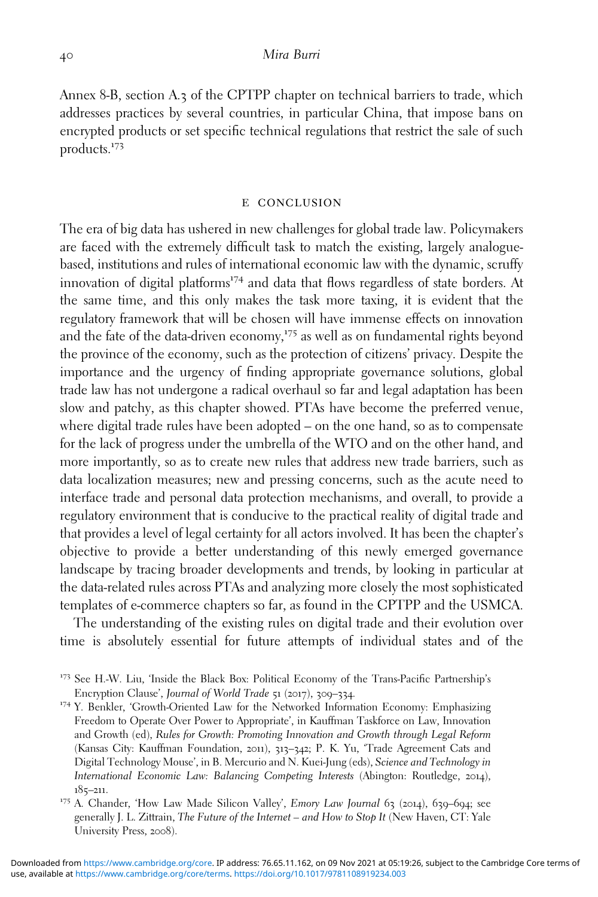Annex 8-B, section A.3 of the CPTPP chapter on technical barriers to trade, which addresses practices by several countries, in particular China, that impose bans on encrypted products or set specific technical regulations that restrict the sale of such products.[173]

## E CONCLUSION

The era of big data has ushered in new challenges for global trade law. Policymakers are faced with the extremely difficult task to match the existing, largely analogue-based, institutions and rules of international economic law with the dynamic, scruffy innovation of digital platforms[174] and data that flows regardless of state borders. At the same time, and this only makes the task more taxing, it is evident that the regulatory framework that will be chosen will have immense effects on innovation and the fate of the data-driven economy,[175] as well as on fundamental rights beyond the province of the economy, such as the protection of citizens' privacy. Despite the importance and the urgency of finding appropriate governance solutions, global trade law has not undergone a radical overhaul so far and legal adaptation has been slow and patchy, as this chapter showed. PTAs have become the preferred venue, where digital trade rules have been adopted – on the one hand, so as to compensate for the lack of progress under the umbrella of the WTO and on the other hand, and more importantly, so as to create new rules that address new trade barriers, such as data localization measures; new and pressing concerns, such as the acute need to interface trade and personal data protection mechanisms, and overall, to provide a regulatory environment that is conducive to the practical reality of digital trade and that provides a level of legal certainty for all actors involved. It has been the chapter's objective to provide a better understanding of this newly emerged governance landscape by tracing broader developments and trends, by looking in particular at the data-related rules across PTAs and analyzing more closely the most sophisticated templates of e-commerce chapters so far, as found in the CPTPP and the USMCA.

The understanding of the existing rules on digital trade and their evolution over time is absolutely essential for future attempts of individual states and of the

[173] See H.-W. Liu, 'Inside the Black Box: Political Economy of the Trans-Pacific Partnership's Encryption Clause', *Journal of World Trade* 51 (2017), 309–334.

[174] Y. Benkler, 'Growth-Oriented Law for the Networked Information Economy: Emphasizing Freedom to Operate Over Power to Appropriate', in Kauffman Taskforce on Law, Innovation and Growth (ed), *Rules for Growth: Promoting Innovation and Growth through Legal Reform* (Kansas City: Kauffman Foundation, 2011), 313–342; P. K. Yu, 'Trade Agreement Cats and Digital Technology Mouse', in B. Mercurio and N. Kuei-Jung (eds), *Science and Technology in International Economic Law: Balancing Competing Interests* (Abington: Routledge, 2014), 185–211.

[175] A. Chander, 'How Law Made Silicon Valley', *Emory Law Journal* 63 (2014), 639–694; see generally J. L. Zittrain, *The Future of the Internet – and How to Stop It* (New Haven, CT: Yale University Press, 2008).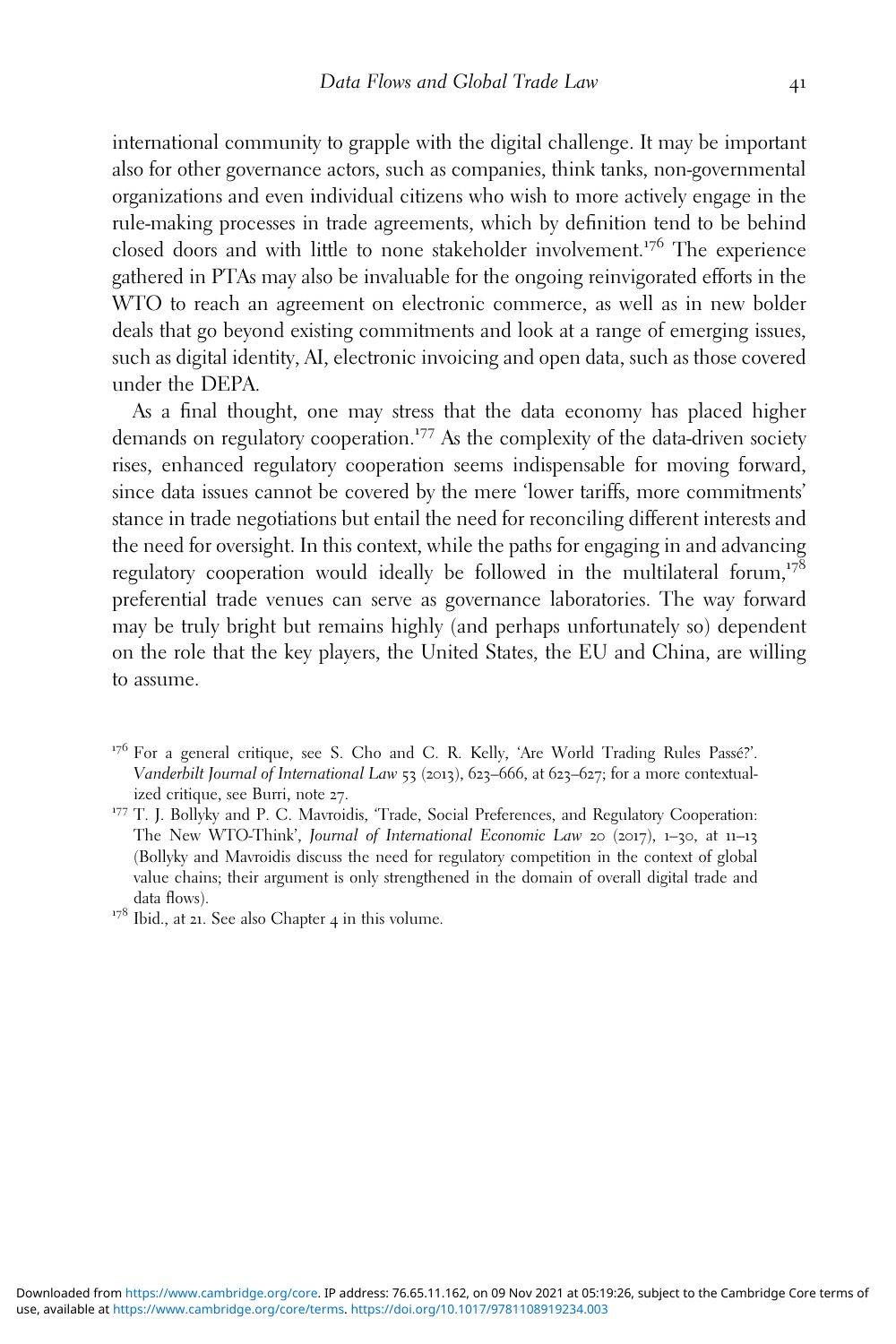international community to grapple with the digital challenge. It may be important also for other governance actors, such as companies, think tanks, non-governmental organizations and even individual citizens who wish to more actively engage in the rule-making processes in trade agreements, which by definition tend to be behind closed doors and with little to none stakeholder involvement.[176] The experience gathered in PTAs may also be invaluable for the ongoing reinvigorated efforts in the WTO to reach an agreement on electronic commerce, as well as in new bolder deals that go beyond existing commitments and look at a range of emerging issues, such as digital identity, AI, electronic invoicing and open data, such as those covered under the DEPA.

As a final thought, one may stress that the data economy has placed higher demands on regulatory cooperation.[177] As the complexity of the data-driven society rises, enhanced regulatory cooperation seems indispensable for moving forward, since data issues cannot be covered by the mere 'lower tariffs, more commitments' stance in trade negotiations but entail the need for reconciling different interests and the need for oversight. In this context, while the paths for engaging in and advancing regulatory cooperation would ideally be followed in the multilateral forum,[178] preferential trade venues can serve as governance laboratories. The way forward may be truly bright but remains highly (and perhaps unfortunately so) dependent on the role that the key players, the United States, the EU and China, are willing to assume.

[176] For a general critique, see S. Cho and C. R. Kelly, 'Are World Trading Rules Passé?'. *Vanderbilt Journal of International Law* 53 (2013), 623–666, at 623–627; for a more contextualized critique, see Burri, note 27.

[177] T. J. Bollyky and P. C. Mavroidis, 'Trade, Social Preferences, and Regulatory Cooperation: The New WTO-Think', *Journal of International Economic Law* 20 (2017), 1–30, at 11–13 (Bollyky and Mavroidis discuss the need for regulatory competition in the context of global value chains; their argument is only strengthened in the domain of overall digital trade and data flows).

[178] Ibid., at 21. See also Chapter 4 in this volume.